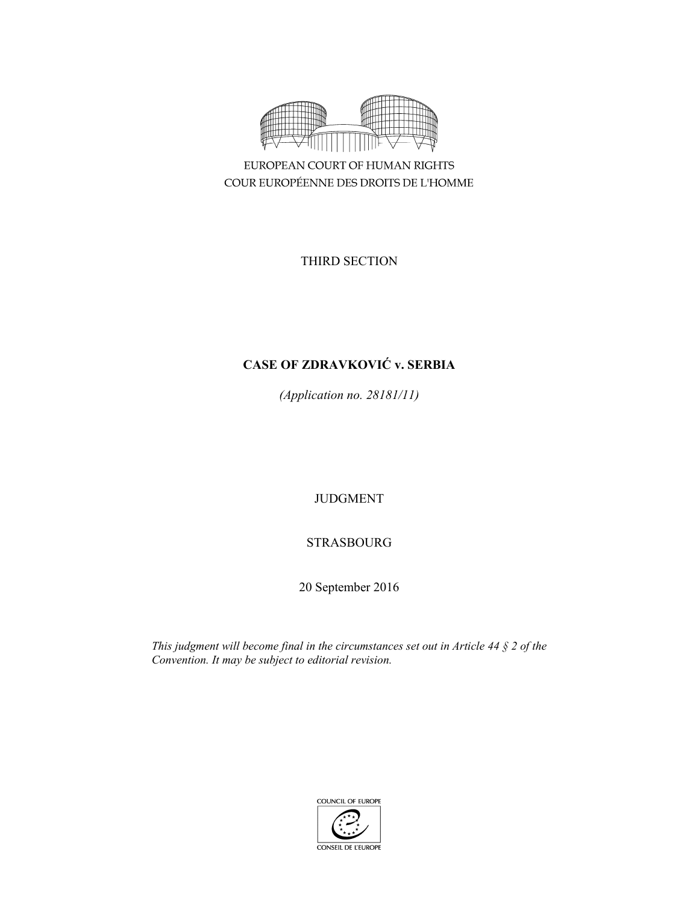EUROPEAN COURT OF HUMAN RIGHTS
COUR EUROPÉENNE DES DROITS DE L'HOMME

THIRD SECTION

**CASE OF ZDRAVKOVIĆ v. SERBIA**

*(Application no. 28181/11)*

JUDGMENT

STRASBOURG

20 September 2016

*This judgment will become final in the circumstances set out in Article 44 § 2 of the Convention. It may be subject to editorial revision.*

COUNCIL OF EUROPE
CONSEIL DE L'EUROPE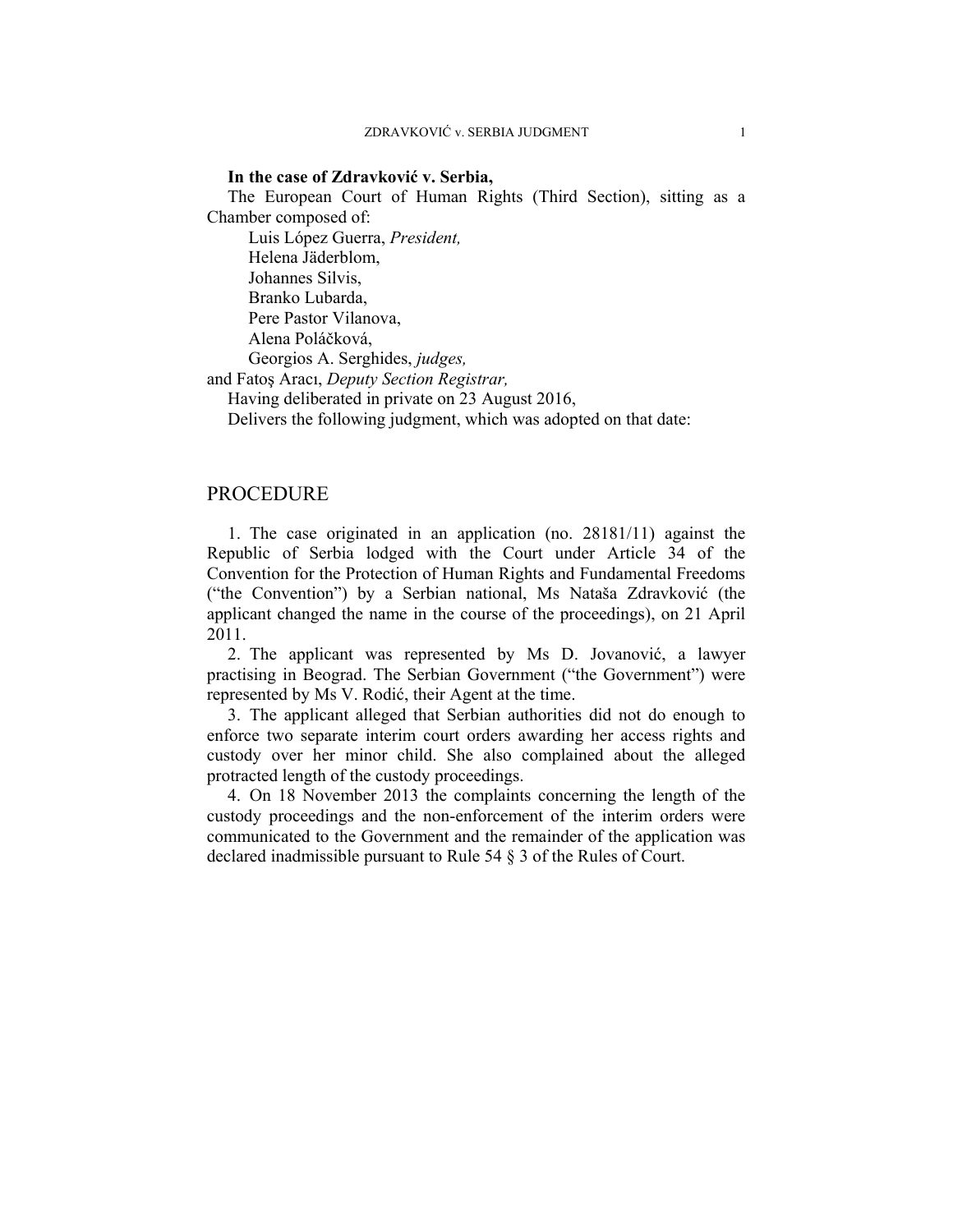**In the case of Zdravković v. Serbia,**

The European Court of Human Rights (Third Section), sitting as a Chamber composed of:

Luis López Guerra, *President,*
Helena Jäderblom,
Johannes Silvis,
Branko Lubarda,
Pere Pastor Vilanova,
Alena Poláčková,
Georgios A. Serghides, *judges,*
and Fatoş Aracı, *Deputy Section Registrar,*

Having deliberated in private on 23 August 2016,

Delivers the following judgment, which was adopted on that date:

# PROCEDURE

1. The case originated in an application (no. 28181/11) against the Republic of Serbia lodged with the Court under Article 34 of the Convention for the Protection of Human Rights and Fundamental Freedoms ("the Convention") by a Serbian national, Ms Nataša Zdravković (the applicant changed the name in the course of the proceedings), on 21 April 2011.

2. The applicant was represented by Ms D. Jovanović, a lawyer practising in Beograd. The Serbian Government ("the Government") were represented by Ms V. Rodić, their Agent at the time.

3. The applicant alleged that Serbian authorities did not do enough to enforce two separate interim court orders awarding her access rights and custody over her minor child. She also complained about the alleged protracted length of the custody proceedings.

4. On 18 November 2013 the complaints concerning the length of the custody proceedings and the non-enforcement of the interim orders were communicated to the Government and the remainder of the application was declared inadmissible pursuant to Rule 54 § 3 of the Rules of Court.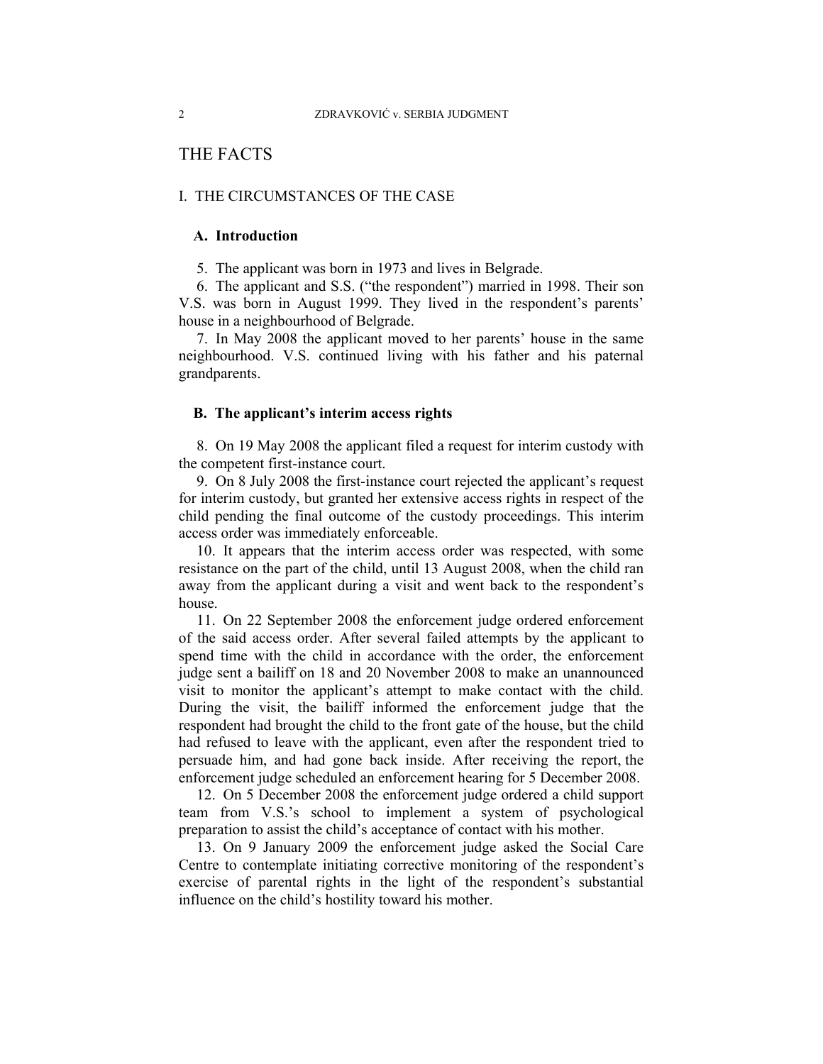# THE FACTS

## I. THE CIRCUMSTANCES OF THE CASE

### A. Introduction

5. The applicant was born in 1973 and lives in Belgrade.

6. The applicant and S.S. ("the respondent") married in 1998. Their son V.S. was born in August 1999. They lived in the respondent's parents' house in a neighbourhood of Belgrade.

7. In May 2008 the applicant moved to her parents' house in the same neighbourhood. V.S. continued living with his father and his paternal grandparents.

### B. The applicant's interim access rights

8. On 19 May 2008 the applicant filed a request for interim custody with the competent first-instance court.

9. On 8 July 2008 the first-instance court rejected the applicant's request for interim custody, but granted her extensive access rights in respect of the child pending the final outcome of the custody proceedings. This interim access order was immediately enforceable.

10. It appears that the interim access order was respected, with some resistance on the part of the child, until 13 August 2008, when the child ran away from the applicant during a visit and went back to the respondent's house.

11. On 22 September 2008 the enforcement judge ordered enforcement of the said access order. After several failed attempts by the applicant to spend time with the child in accordance with the order, the enforcement judge sent a bailiff on 18 and 20 November 2008 to make an unannounced visit to monitor the applicant's attempt to make contact with the child. During the visit, the bailiff informed the enforcement judge that the respondent had brought the child to the front gate of the house, but the child had refused to leave with the applicant, even after the respondent tried to persuade him, and had gone back inside. After receiving the report, the enforcement judge scheduled an enforcement hearing for 5 December 2008.

12. On 5 December 2008 the enforcement judge ordered a child support team from V.S.'s school to implement a system of psychological preparation to assist the child's acceptance of contact with his mother.

13. On 9 January 2009 the enforcement judge asked the Social Care Centre to contemplate initiating corrective monitoring of the respondent's exercise of parental rights in the light of the respondent's substantial influence on the child's hostility toward his mother.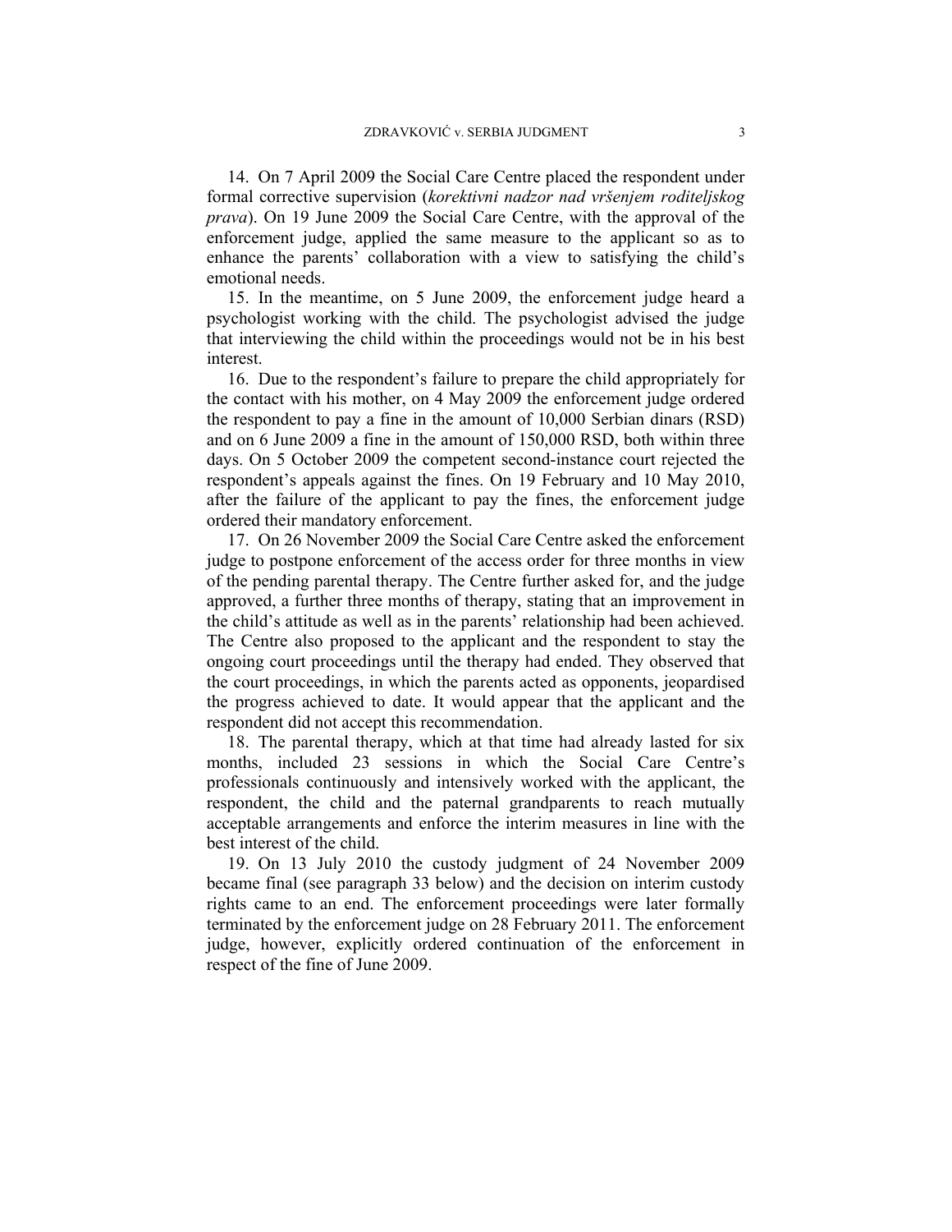14. On 7 April 2009 the Social Care Centre placed the respondent under formal corrective supervision (*korektivni nadzor nad vršenjem roditeljskog prava*). On 19 June 2009 the Social Care Centre, with the approval of the enforcement judge, applied the same measure to the applicant so as to enhance the parents' collaboration with a view to satisfying the child's emotional needs.

15. In the meantime, on 5 June 2009, the enforcement judge heard a psychologist working with the child. The psychologist advised the judge that interviewing the child within the proceedings would not be in his best interest.

16. Due to the respondent's failure to prepare the child appropriately for the contact with his mother, on 4 May 2009 the enforcement judge ordered the respondent to pay a fine in the amount of 10,000 Serbian dinars (RSD) and on 6 June 2009 a fine in the amount of 150,000 RSD, both within three days. On 5 October 2009 the competent second-instance court rejected the respondent's appeals against the fines. On 19 February and 10 May 2010, after the failure of the applicant to pay the fines, the enforcement judge ordered their mandatory enforcement.

17. On 26 November 2009 the Social Care Centre asked the enforcement judge to postpone enforcement of the access order for three months in view of the pending parental therapy. The Centre further asked for, and the judge approved, a further three months of therapy, stating that an improvement in the child's attitude as well as in the parents' relationship had been achieved. The Centre also proposed to the applicant and the respondent to stay the ongoing court proceedings until the therapy had ended. They observed that the court proceedings, in which the parents acted as opponents, jeopardised the progress achieved to date. It would appear that the applicant and the respondent did not accept this recommendation.

18. The parental therapy, which at that time had already lasted for six months, included 23 sessions in which the Social Care Centre's professionals continuously and intensively worked with the applicant, the respondent, the child and the paternal grandparents to reach mutually acceptable arrangements and enforce the interim measures in line with the best interest of the child.

19. On 13 July 2010 the custody judgment of 24 November 2009 became final (see paragraph 33 below) and the decision on interim custody rights came to an end. The enforcement proceedings were later formally terminated by the enforcement judge on 28 February 2011. The enforcement judge, however, explicitly ordered continuation of the enforcement in respect of the fine of June 2009.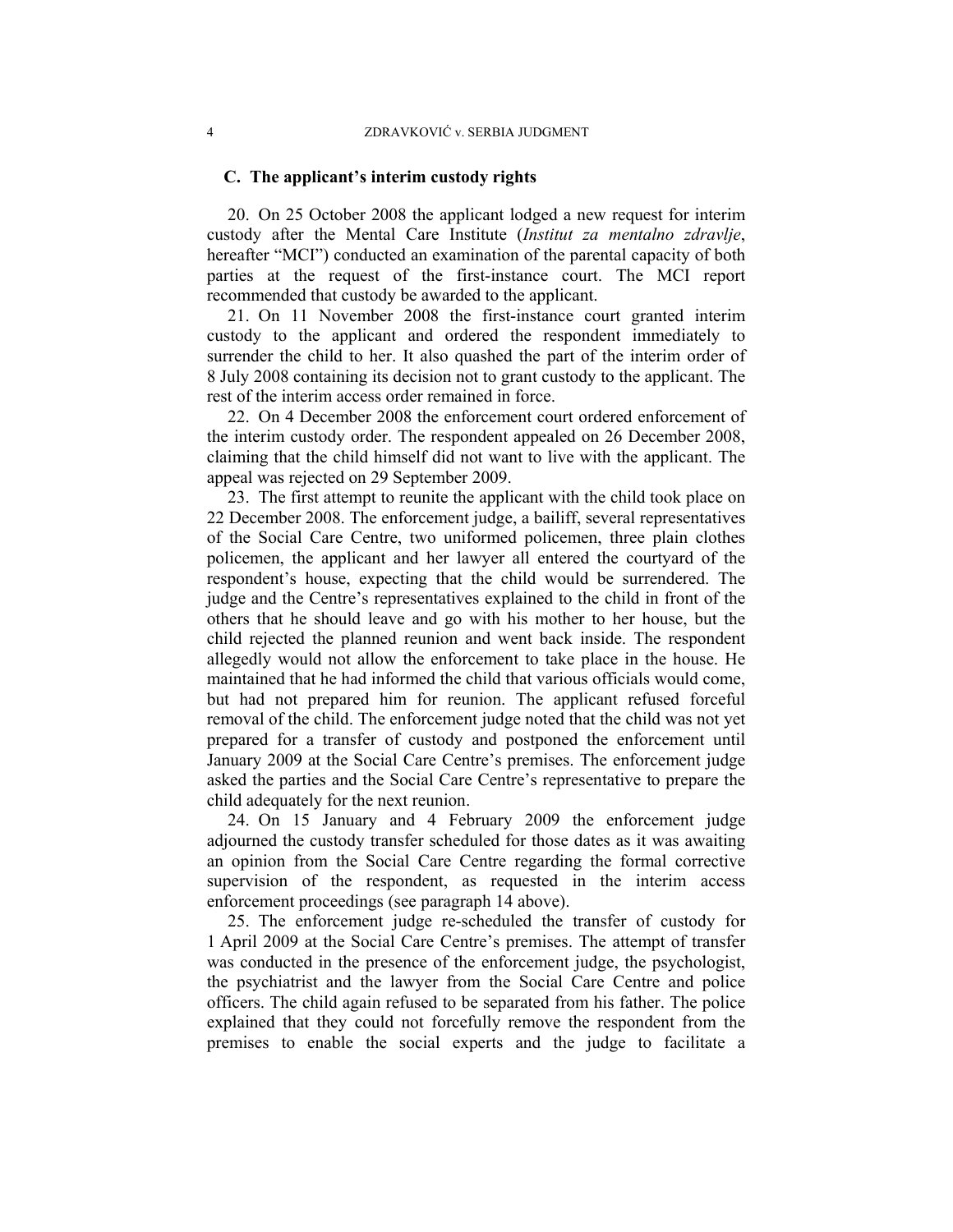### C. The applicant's interim custody rights

20. On 25 October 2008 the applicant lodged a new request for interim custody after the Mental Care Institute (*Institut za mentalno zdravlje*, hereafter "MCI") conducted an examination of the parental capacity of both parties at the request of the first-instance court. The MCI report recommended that custody be awarded to the applicant.

21. On 11 November 2008 the first-instance court granted interim custody to the applicant and ordered the respondent immediately to surrender the child to her. It also quashed the part of the interim order of 8 July 2008 containing its decision not to grant custody to the applicant. The rest of the interim access order remained in force.

22. On 4 December 2008 the enforcement court ordered enforcement of the interim custody order. The respondent appealed on 26 December 2008, claiming that the child himself did not want to live with the applicant. The appeal was rejected on 29 September 2009.

23. The first attempt to reunite the applicant with the child took place on 22 December 2008. The enforcement judge, a bailiff, several representatives of the Social Care Centre, two uniformed policemen, three plain clothes policemen, the applicant and her lawyer all entered the courtyard of the respondent's house, expecting that the child would be surrendered. The judge and the Centre's representatives explained to the child in front of the others that he should leave and go with his mother to her house, but the child rejected the planned reunion and went back inside. The respondent allegedly would not allow the enforcement to take place in the house. He maintained that he had informed the child that various officials would come, but had not prepared him for reunion. The applicant refused forceful removal of the child. The enforcement judge noted that the child was not yet prepared for a transfer of custody and postponed the enforcement until January 2009 at the Social Care Centre's premises. The enforcement judge asked the parties and the Social Care Centre's representative to prepare the child adequately for the next reunion.

24. On 15 January and 4 February 2009 the enforcement judge adjourned the custody transfer scheduled for those dates as it was awaiting an opinion from the Social Care Centre regarding the formal corrective supervision of the respondent, as requested in the interim access enforcement proceedings (see paragraph 14 above).

25. The enforcement judge re-scheduled the transfer of custody for 1 April 2009 at the Social Care Centre's premises. The attempt of transfer was conducted in the presence of the enforcement judge, the psychologist, the psychiatrist and the lawyer from the Social Care Centre and police officers. The child again refused to be separated from his father. The police explained that they could not forcefully remove the respondent from the premises to enable the social experts and the judge to facilitate a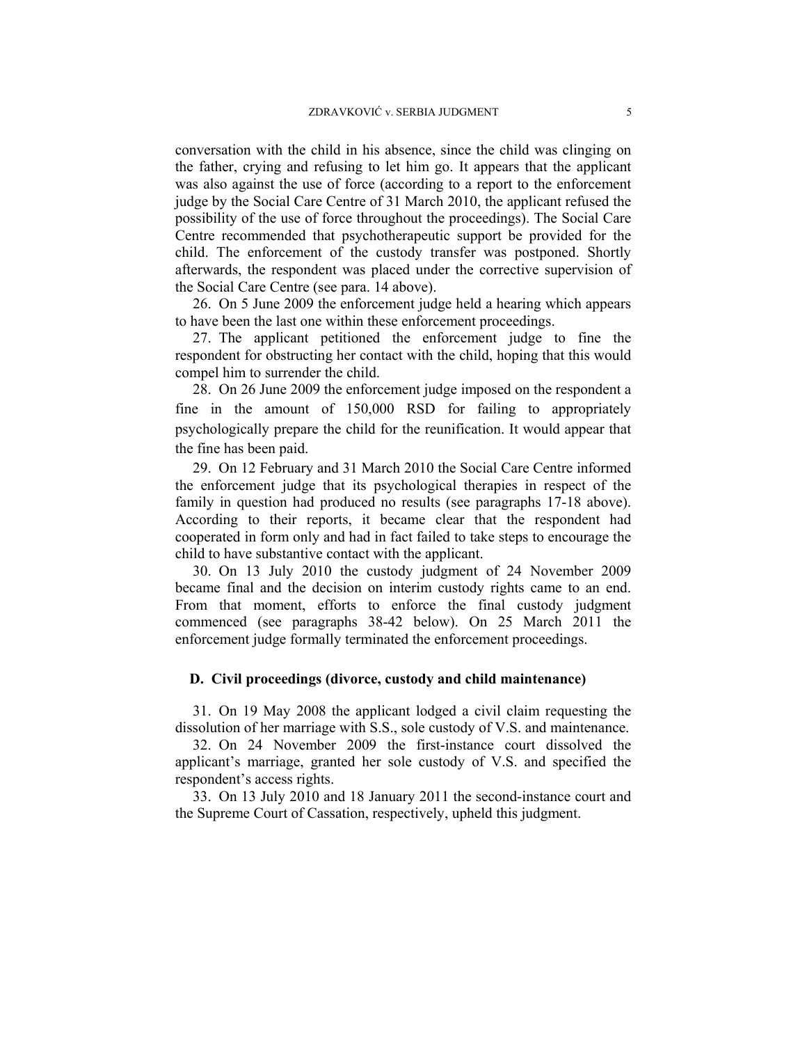conversation with the child in his absence, since the child was clinging on the father, crying and refusing to let him go. It appears that the applicant was also against the use of force (according to a report to the enforcement judge by the Social Care Centre of 31 March 2010, the applicant refused the possibility of the use of force throughout the proceedings). The Social Care Centre recommended that psychotherapeutic support be provided for the child. The enforcement of the custody transfer was postponed. Shortly afterwards, the respondent was placed under the corrective supervision of the Social Care Centre (see para. 14 above).

26. On 5 June 2009 the enforcement judge held a hearing which appears to have been the last one within these enforcement proceedings.

27. The applicant petitioned the enforcement judge to fine the respondent for obstructing her contact with the child, hoping that this would compel him to surrender the child.

28. On 26 June 2009 the enforcement judge imposed on the respondent a fine in the amount of 150,000 RSD for failing to appropriately psychologically prepare the child for the reunification. It would appear that the fine has been paid.

29. On 12 February and 31 March 2010 the Social Care Centre informed the enforcement judge that its psychological therapies in respect of the family in question had produced no results (see paragraphs 17-18 above). According to their reports, it became clear that the respondent had cooperated in form only and had in fact failed to take steps to encourage the child to have substantive contact with the applicant.

30. On 13 July 2010 the custody judgment of 24 November 2009 became final and the decision on interim custody rights came to an end. From that moment, efforts to enforce the final custody judgment commenced (see paragraphs 38-42 below). On 25 March 2011 the enforcement judge formally terminated the enforcement proceedings.

### D. Civil proceedings (divorce, custody and child maintenance)

31. On 19 May 2008 the applicant lodged a civil claim requesting the dissolution of her marriage with S.S., sole custody of V.S. and maintenance.

32. On 24 November 2009 the first-instance court dissolved the applicant's marriage, granted her sole custody of V.S. and specified the respondent's access rights.

33. On 13 July 2010 and 18 January 2011 the second-instance court and the Supreme Court of Cassation, respectively, upheld this judgment.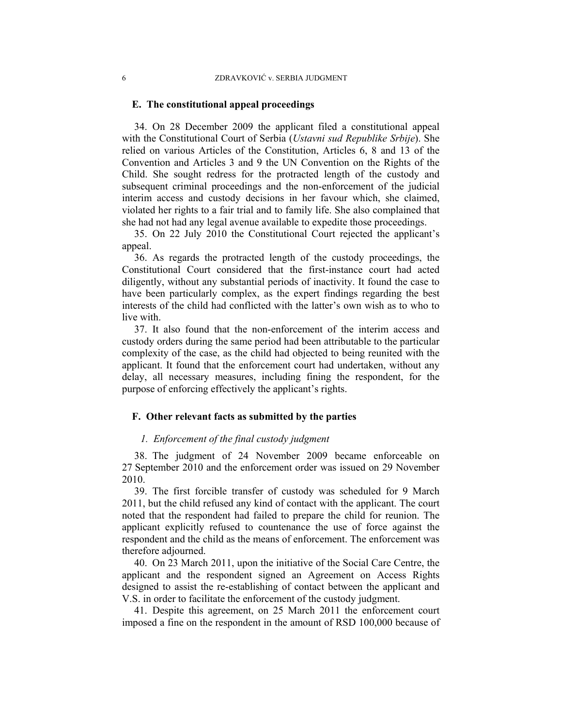### E. The constitutional appeal proceedings

34. On 28 December 2009 the applicant filed a constitutional appeal with the Constitutional Court of Serbia (*Ustavni sud Republike Srbije*). She relied on various Articles of the Constitution, Articles 6, 8 and 13 of the Convention and Articles 3 and 9 the UN Convention on the Rights of the Child. She sought redress for the protracted length of the custody and subsequent criminal proceedings and the non-enforcement of the judicial interim access and custody decisions in her favour which, she claimed, violated her rights to a fair trial and to family life. She also complained that she had not had any legal avenue available to expedite those proceedings.

35. On 22 July 2010 the Constitutional Court rejected the applicant's appeal.

36. As regards the protracted length of the custody proceedings, the Constitutional Court considered that the first-instance court had acted diligently, without any substantial periods of inactivity. It found the case to have been particularly complex, as the expert findings regarding the best interests of the child had conflicted with the latter's own wish as to who to live with.

37. It also found that the non-enforcement of the interim access and custody orders during the same period had been attributable to the particular complexity of the case, as the child had objected to being reunited with the applicant. It found that the enforcement court had undertaken, without any delay, all necessary measures, including fining the respondent, for the purpose of enforcing effectively the applicant's rights.

### F. Other relevant facts as submitted by the parties

#### 1. *Enforcement of the final custody judgment*

38. The judgment of 24 November 2009 became enforceable on 27 September 2010 and the enforcement order was issued on 29 November 2010.

39. The first forcible transfer of custody was scheduled for 9 March 2011, but the child refused any kind of contact with the applicant. The court noted that the respondent had failed to prepare the child for reunion. The applicant explicitly refused to countenance the use of force against the respondent and the child as the means of enforcement. The enforcement was therefore adjourned.

40. On 23 March 2011, upon the initiative of the Social Care Centre, the applicant and the respondent signed an Agreement on Access Rights designed to assist the re-establishing of contact between the applicant and V.S. in order to facilitate the enforcement of the custody judgment.

41. Despite this agreement, on 25 March 2011 the enforcement court imposed a fine on the respondent in the amount of RSD 100,000 because of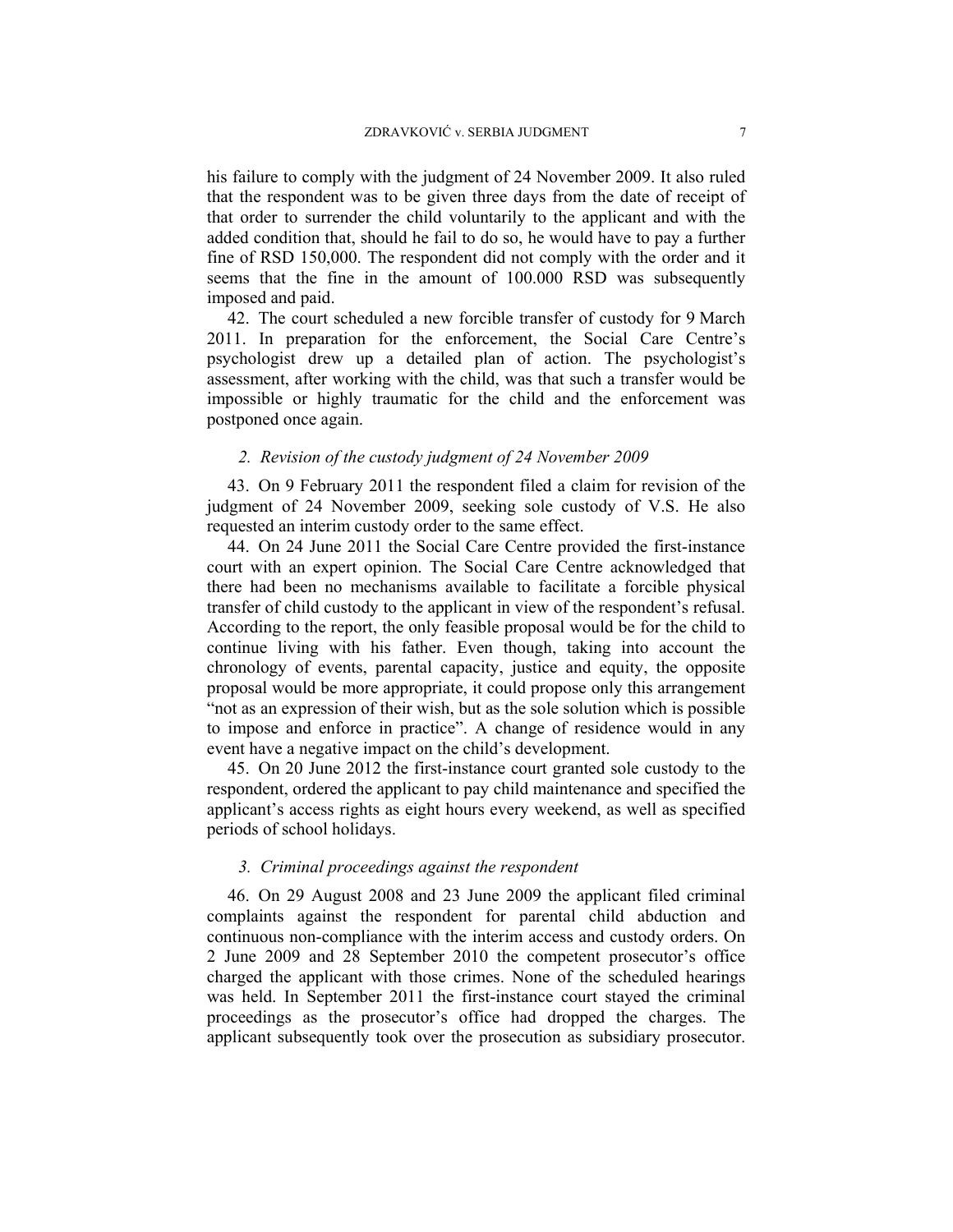his failure to comply with the judgment of 24 November 2009. It also ruled that the respondent was to be given three days from the date of receipt of that order to surrender the child voluntarily to the applicant and with the added condition that, should he fail to do so, he would have to pay a further fine of RSD 150,000. The respondent did not comply with the order and it seems that the fine in the amount of 100.000 RSD was subsequently imposed and paid.

42. The court scheduled a new forcible transfer of custody for 9 March 2011. In preparation for the enforcement, the Social Care Centre's psychologist drew up a detailed plan of action. The psychologist's assessment, after working with the child, was that such a transfer would be impossible or highly traumatic for the child and the enforcement was postponed once again.

### *2. Revision of the custody judgment of 24 November 2009*

43. On 9 February 2011 the respondent filed a claim for revision of the judgment of 24 November 2009, seeking sole custody of V.S. He also requested an interim custody order to the same effect.

44. On 24 June 2011 the Social Care Centre provided the first-instance court with an expert opinion. The Social Care Centre acknowledged that there had been no mechanisms available to facilitate a forcible physical transfer of child custody to the applicant in view of the respondent's refusal. According to the report, the only feasible proposal would be for the child to continue living with his father. Even though, taking into account the chronology of events, parental capacity, justice and equity, the opposite proposal would be more appropriate, it could propose only this arrangement "not as an expression of their wish, but as the sole solution which is possible to impose and enforce in practice". A change of residence would in any event have a negative impact on the child's development.

45. On 20 June 2012 the first-instance court granted sole custody to the respondent, ordered the applicant to pay child maintenance and specified the applicant's access rights as eight hours every weekend, as well as specified periods of school holidays.

### *3. Criminal proceedings against the respondent*

46. On 29 August 2008 and 23 June 2009 the applicant filed criminal complaints against the respondent for parental child abduction and continuous non-compliance with the interim access and custody orders. On 2 June 2009 and 28 September 2010 the competent prosecutor's office charged the applicant with those crimes. None of the scheduled hearings was held. In September 2011 the first-instance court stayed the criminal proceedings as the prosecutor's office had dropped the charges. The applicant subsequently took over the prosecution as subsidiary prosecutor.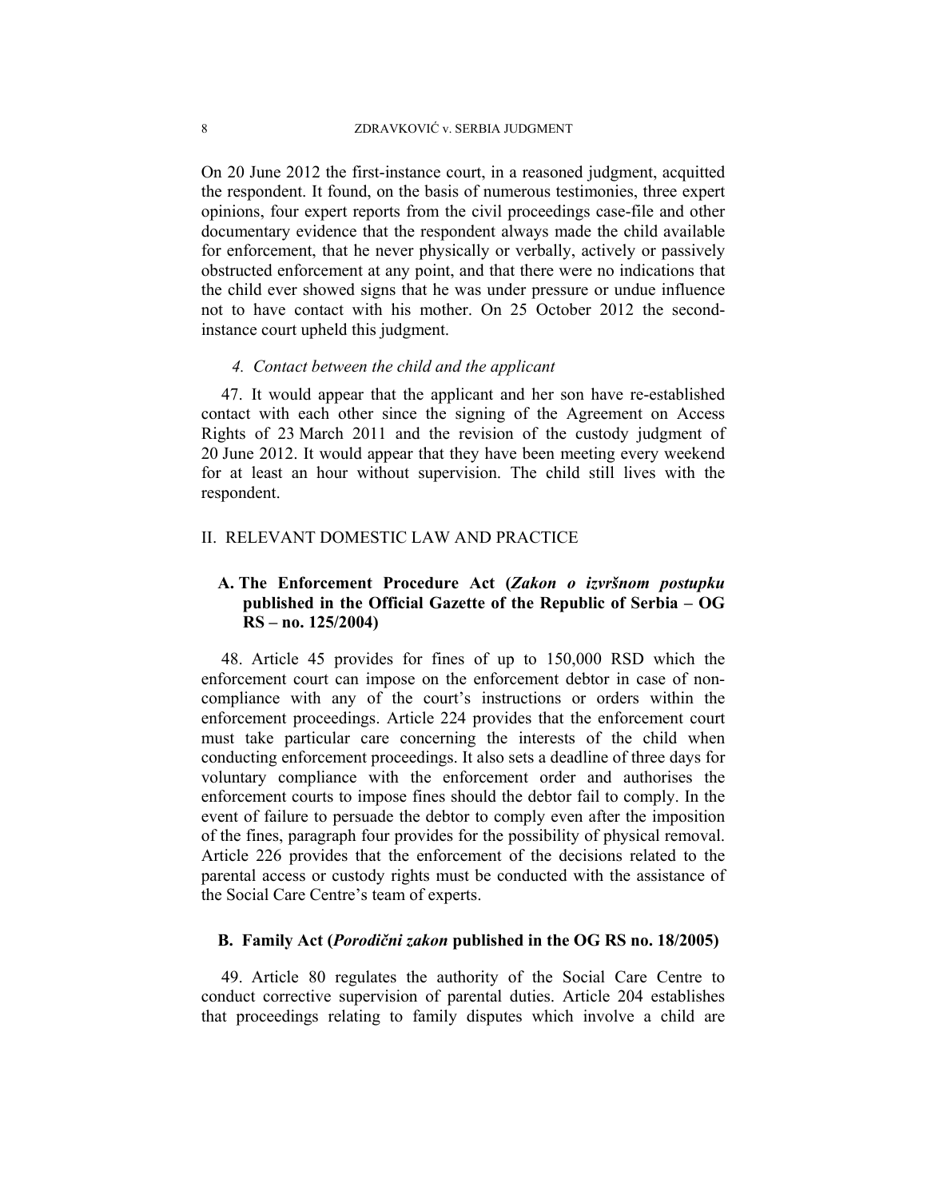On 20 June 2012 the first-instance court, in a reasoned judgment, acquitted the respondent. It found, on the basis of numerous testimonies, three expert opinions, four expert reports from the civil proceedings case-file and other documentary evidence that the respondent always made the child available for enforcement, that he never physically or verbally, actively or passively obstructed enforcement at any point, and that there were no indications that the child ever showed signs that he was under pressure or undue influence not to have contact with his mother. On 25 October 2012 the second-instance court upheld this judgment.

#### *4. Contact between the child and the applicant*

47. It would appear that the applicant and her son have re-established contact with each other since the signing of the Agreement on Access Rights of 23 March 2011 and the revision of the custody judgment of 20 June 2012. It would appear that they have been meeting every weekend for at least an hour without supervision. The child still lives with the respondent.

## II. RELEVANT DOMESTIC LAW AND PRACTICE

### A. The Enforcement Procedure Act (*Zakon o izvršnom postupku* published in the Official Gazette of the Republic of Serbia – OG RS – no. 125/2004)

48. Article 45 provides for fines of up to 150,000 RSD which the enforcement court can impose on the enforcement debtor in case of non-compliance with any of the court's instructions or orders within the enforcement proceedings. Article 224 provides that the enforcement court must take particular care concerning the interests of the child when conducting enforcement proceedings. It also sets a deadline of three days for voluntary compliance with the enforcement order and authorises the enforcement courts to impose fines should the debtor fail to comply. In the event of failure to persuade the debtor to comply even after the imposition of the fines, paragraph four provides for the possibility of physical removal. Article 226 provides that the enforcement of the decisions related to the parental access or custody rights must be conducted with the assistance of the Social Care Centre's team of experts.

### B. Family Act (*Porodični zakon* published in the OG RS no. 18/2005)

49. Article 80 regulates the authority of the Social Care Centre to conduct corrective supervision of parental duties. Article 204 establishes that proceedings relating to family disputes which involve a child are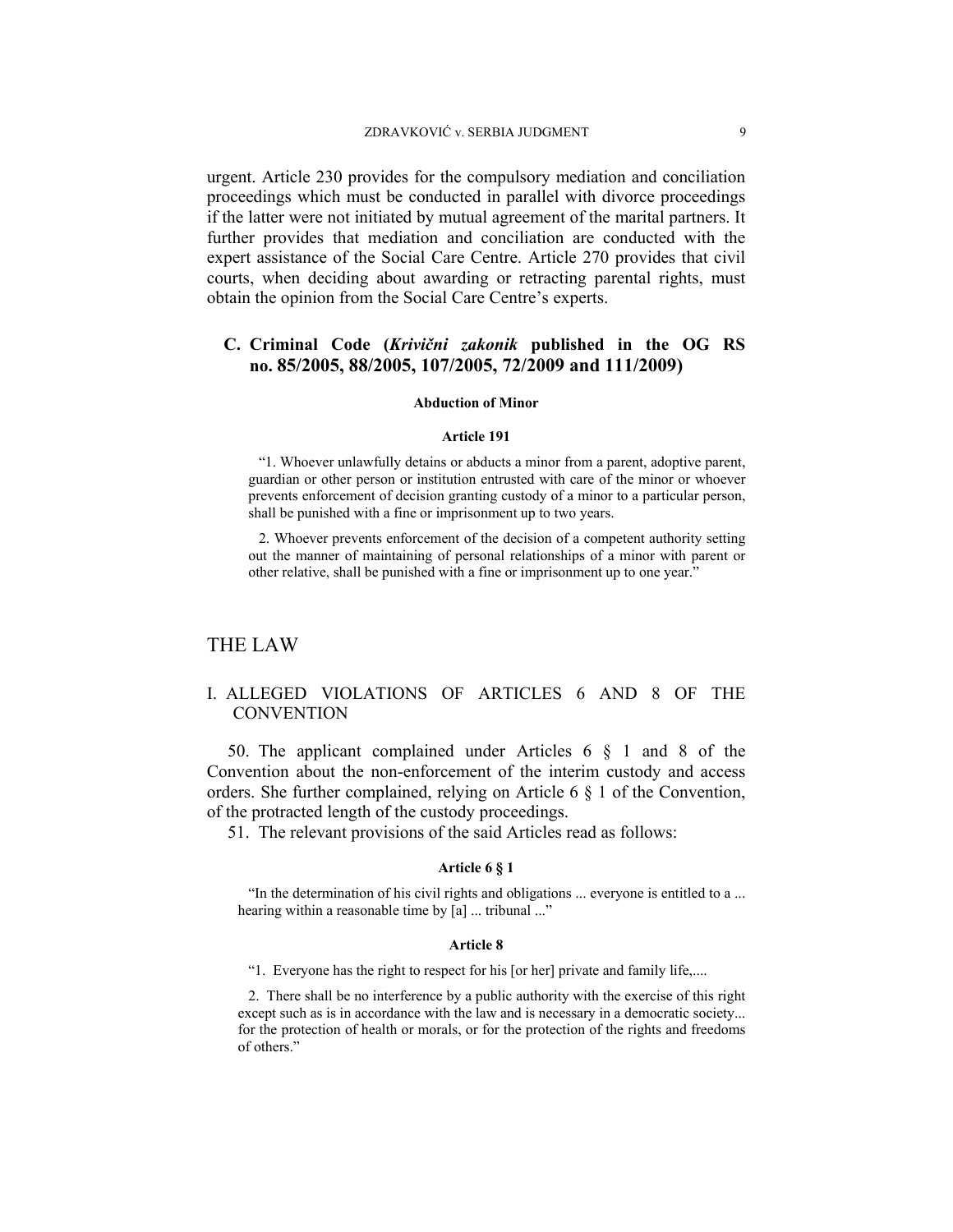urgent. Article 230 provides for the compulsory mediation and conciliation proceedings which must be conducted in parallel with divorce proceedings if the latter were not initiated by mutual agreement of the marital partners. It further provides that mediation and conciliation are conducted with the expert assistance of the Social Care Centre. Article 270 provides that civil courts, when deciding about awarding or retracting parental rights, must obtain the opinion from the Social Care Centre's experts.

### C. Criminal Code (*Krivični zakonik* published in the OG RS no. 85/2005, 88/2005, 107/2005, 72/2009 and 111/2009)

**Abduction of Minor**

**Article 191**

> "1. Whoever unlawfully detains or abducts a minor from a parent, adoptive parent, guardian or other person or institution entrusted with care of the minor or whoever prevents enforcement of decision granting custody of a minor to a particular person, shall be punished with a fine or imprisonment up to two years.
>
> 2. Whoever prevents enforcement of the decision of a competent authority setting out the manner of maintaining of personal relationships of a minor with parent or other relative, shall be punished with a fine or imprisonment up to one year."

# THE LAW

## I. ALLEGED VIOLATIONS OF ARTICLES 6 AND 8 OF THE CONVENTION

50. The applicant complained under Articles 6 § 1 and 8 of the Convention about the non-enforcement of the interim custody and access orders. She further complained, relying on Article 6 § 1 of the Convention, of the protracted length of the custody proceedings.

51. The relevant provisions of the said Articles read as follows:

**Article 6 § 1**

> "In the determination of his civil rights and obligations ... everyone is entitled to a ... hearing within a reasonable time by [a] ... tribunal ..."

**Article 8**

> "1. Everyone has the right to respect for his [or her] private and family life,....
>
> 2. There shall be no interference by a public authority with the exercise of this right except such as is in accordance with the law and is necessary in a democratic society... for the protection of health or morals, or for the protection of the rights and freedoms of others."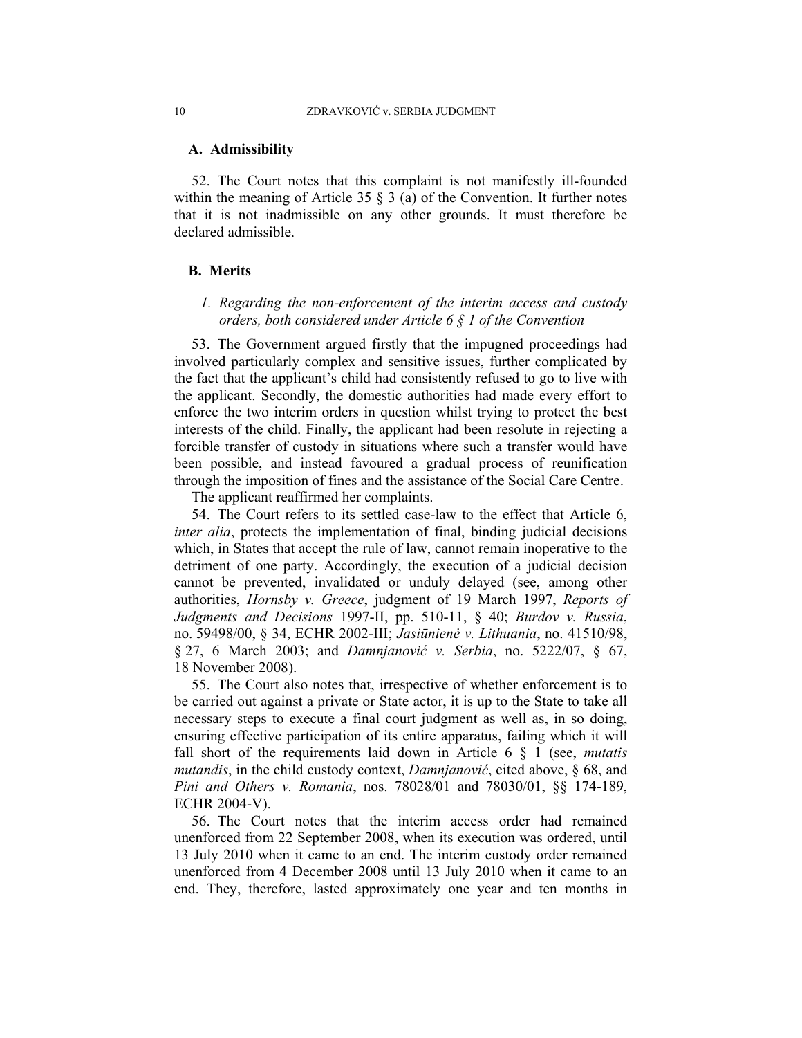### A. Admissibility

52. The Court notes that this complaint is not manifestly ill-founded within the meaning of Article 35 § 3 (a) of the Convention. It further notes that it is not inadmissible on any other grounds. It must therefore be declared admissible.

### B. Merits

#### *1. Regarding the non-enforcement of the interim access and custody orders, both considered under Article 6 § 1 of the Convention*

53. The Government argued firstly that the impugned proceedings had involved particularly complex and sensitive issues, further complicated by the fact that the applicant's child had consistently refused to go to live with the applicant. Secondly, the domestic authorities had made every effort to enforce the two interim orders in question whilst trying to protect the best interests of the child. Finally, the applicant had been resolute in rejecting a forcible transfer of custody in situations where such a transfer would have been possible, and instead favoured a gradual process of reunification through the imposition of fines and the assistance of the Social Care Centre.

The applicant reaffirmed her complaints.

54. The Court refers to its settled case-law to the effect that Article 6, *inter alia*, protects the implementation of final, binding judicial decisions which, in States that accept the rule of law, cannot remain inoperative to the detriment of one party. Accordingly, the execution of a judicial decision cannot be prevented, invalidated or unduly delayed (see, among other authorities, *Hornsby v. Greece*, judgment of 19 March 1997, *Reports of Judgments and Decisions* 1997-II, pp. 510-11, § 40; *Burdov v. Russia*, no. 59498/00, § 34, ECHR 2002-III; *Jasiūnienė v. Lithuania*, no. 41510/98, § 27, 6 March 2003; and *Damnjanović v. Serbia*, no. 5222/07, § 67, 18 November 2008).

55. The Court also notes that, irrespective of whether enforcement is to be carried out against a private or State actor, it is up to the State to take all necessary steps to execute a final court judgment as well as, in so doing, ensuring effective participation of its entire apparatus, failing which it will fall short of the requirements laid down in Article 6 § 1 (see, *mutatis mutandis*, in the child custody context, *Damnjanović*, cited above, § 68, and *Pini and Others v. Romania*, nos. 78028/01 and 78030/01, §§ 174-189, ECHR 2004-V).

56. The Court notes that the interim access order had remained unenforced from 22 September 2008, when its execution was ordered, until 13 July 2010 when it came to an end. The interim custody order remained unenforced from 4 December 2008 until 13 July 2010 when it came to an end. They, therefore, lasted approximately one year and ten months in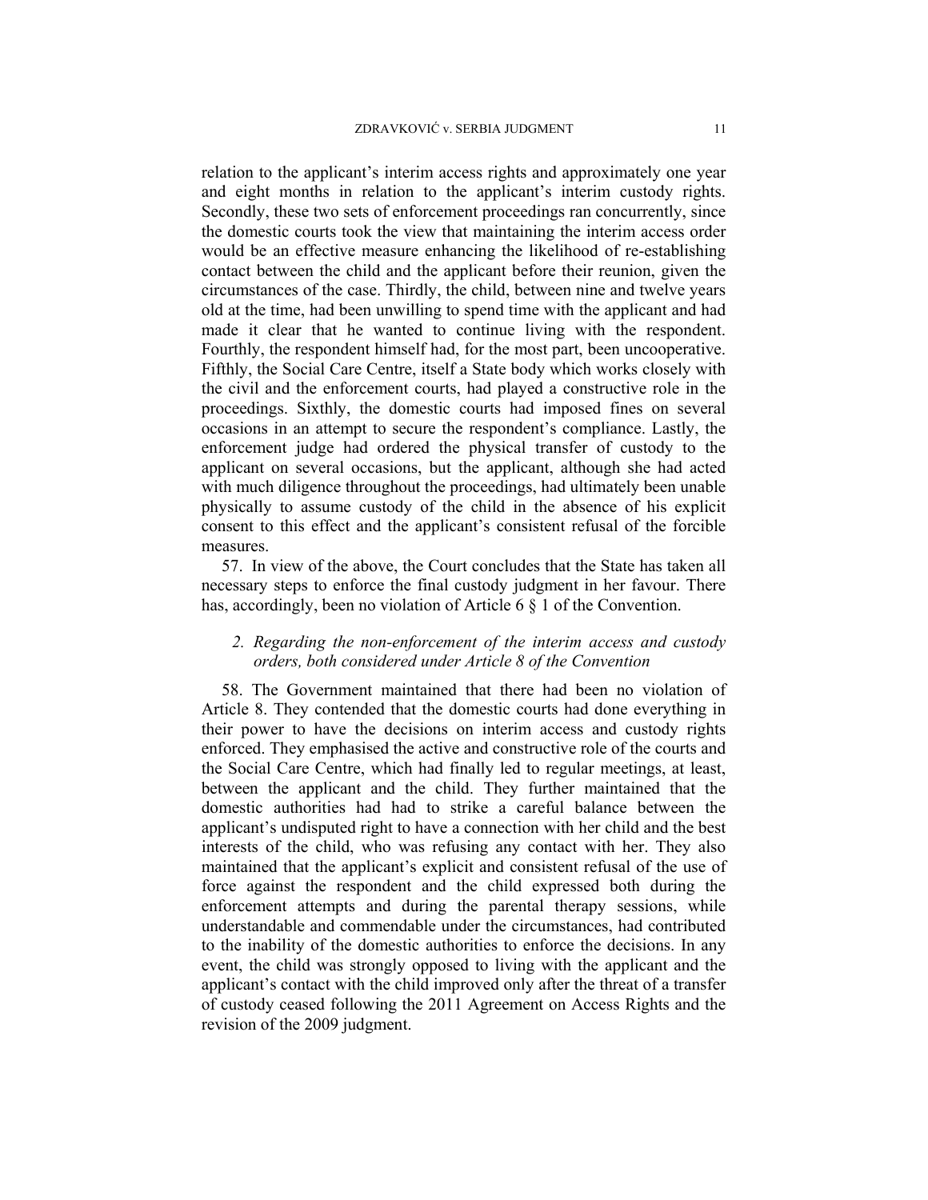relation to the applicant's interim access rights and approximately one year and eight months in relation to the applicant's interim custody rights. Secondly, these two sets of enforcement proceedings ran concurrently, since the domestic courts took the view that maintaining the interim access order would be an effective measure enhancing the likelihood of re-establishing contact between the child and the applicant before their reunion, given the circumstances of the case. Thirdly, the child, between nine and twelve years old at the time, had been unwilling to spend time with the applicant and had made it clear that he wanted to continue living with the respondent. Fourthly, the respondent himself had, for the most part, been uncooperative. Fifthly, the Social Care Centre, itself a State body which works closely with the civil and the enforcement courts, had played a constructive role in the proceedings. Sixthly, the domestic courts had imposed fines on several occasions in an attempt to secure the respondent's compliance. Lastly, the enforcement judge had ordered the physical transfer of custody to the applicant on several occasions, but the applicant, although she had acted with much diligence throughout the proceedings, had ultimately been unable physically to assume custody of the child in the absence of his explicit consent to this effect and the applicant's consistent refusal of the forcible measures.

57. In view of the above, the Court concludes that the State has taken all necessary steps to enforce the final custody judgment in her favour. There has, accordingly, been no violation of Article 6 § 1 of the Convention.

### *2. Regarding the non-enforcement of the interim access and custody orders, both considered under Article 8 of the Convention*

58. The Government maintained that there had been no violation of Article 8. They contended that the domestic courts had done everything in their power to have the decisions on interim access and custody rights enforced. They emphasised the active and constructive role of the courts and the Social Care Centre, which had finally led to regular meetings, at least, between the applicant and the child. They further maintained that the domestic authorities had had to strike a careful balance between the applicant's undisputed right to have a connection with her child and the best interests of the child, who was refusing any contact with her. They also maintained that the applicant's explicit and consistent refusal of the use of force against the respondent and the child expressed both during the enforcement attempts and during the parental therapy sessions, while understandable and commendable under the circumstances, had contributed to the inability of the domestic authorities to enforce the decisions. In any event, the child was strongly opposed to living with the applicant and the applicant's contact with the child improved only after the threat of a transfer of custody ceased following the 2011 Agreement on Access Rights and the revision of the 2009 judgment.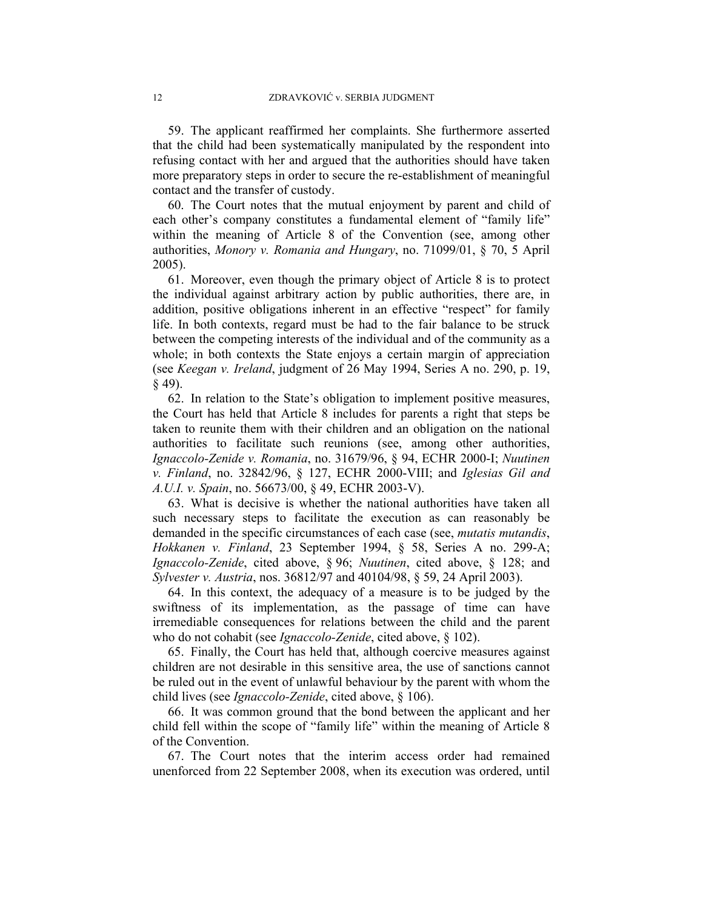59. The applicant reaffirmed her complaints. She furthermore asserted that the child had been systematically manipulated by the respondent into refusing contact with her and argued that the authorities should have taken more preparatory steps in order to secure the re-establishment of meaningful contact and the transfer of custody.

60. The Court notes that the mutual enjoyment by parent and child of each other's company constitutes a fundamental element of "family life" within the meaning of Article 8 of the Convention (see, among other authorities, *Monory v. Romania and Hungary*, no. 71099/01, § 70, 5 April 2005).

61. Moreover, even though the primary object of Article 8 is to protect the individual against arbitrary action by public authorities, there are, in addition, positive obligations inherent in an effective "respect" for family life. In both contexts, regard must be had to the fair balance to be struck between the competing interests of the individual and of the community as a whole; in both contexts the State enjoys a certain margin of appreciation (see *Keegan v. Ireland*, judgment of 26 May 1994, Series A no. 290, p. 19, § 49).

62. In relation to the State's obligation to implement positive measures, the Court has held that Article 8 includes for parents a right that steps be taken to reunite them with their children and an obligation on the national authorities to facilitate such reunions (see, among other authorities, *Ignaccolo-Zenide v. Romania*, no. 31679/96, § 94, ECHR 2000-I; *Nuutinen v. Finland*, no. 32842/96, § 127, ECHR 2000-VIII; and *Iglesias Gil and A.U.I. v. Spain*, no. 56673/00, § 49, ECHR 2003-V).

63. What is decisive is whether the national authorities have taken all such necessary steps to facilitate the execution as can reasonably be demanded in the specific circumstances of each case (see, *mutatis mutandis*, *Hokkanen v. Finland*, 23 September 1994, § 58, Series A no. 299-A; *Ignaccolo-Zenide*, cited above, § 96; *Nuutinen*, cited above, § 128; and *Sylvester v. Austria*, nos. 36812/97 and 40104/98, § 59, 24 April 2003).

64. In this context, the adequacy of a measure is to be judged by the swiftness of its implementation, as the passage of time can have irremediable consequences for relations between the child and the parent who do not cohabit (see *Ignaccolo-Zenide*, cited above, § 102).

65. Finally, the Court has held that, although coercive measures against children are not desirable in this sensitive area, the use of sanctions cannot be ruled out in the event of unlawful behaviour by the parent with whom the child lives (see *Ignaccolo-Zenide*, cited above, § 106).

66. It was common ground that the bond between the applicant and her child fell within the scope of "family life" within the meaning of Article 8 of the Convention.

67. The Court notes that the interim access order had remained unenforced from 22 September 2008, when its execution was ordered, until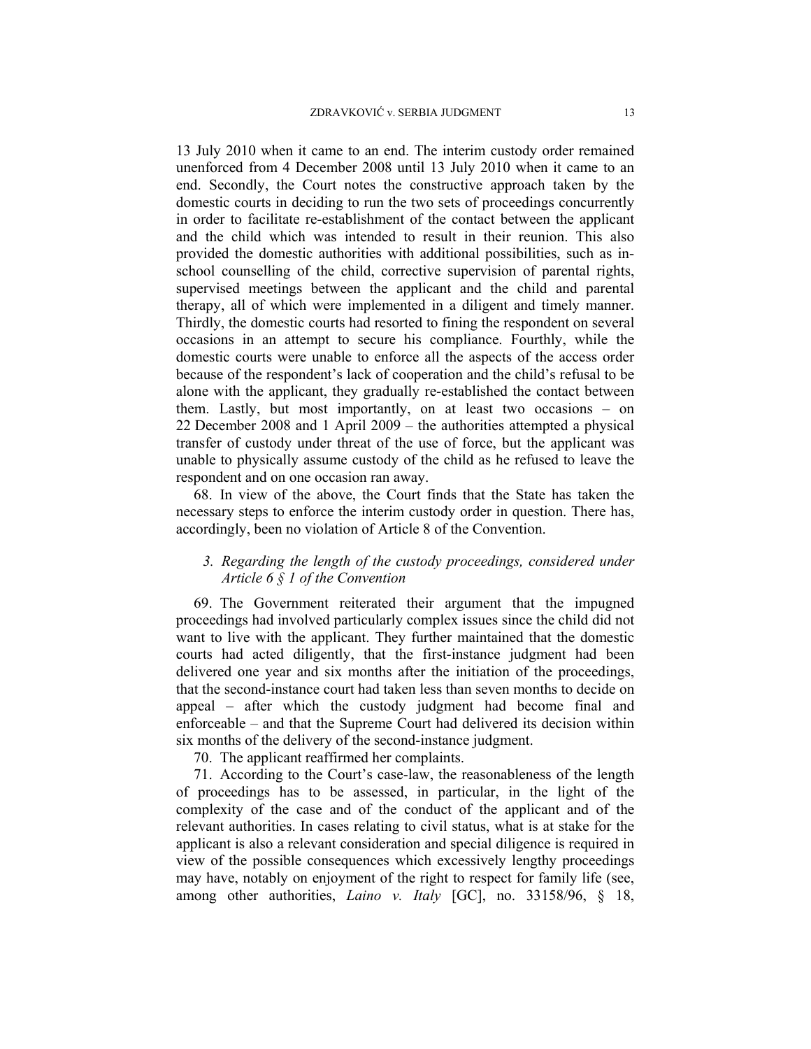13 July 2010 when it came to an end. The interim custody order remained unenforced from 4 December 2008 until 13 July 2010 when it came to an end. Secondly, the Court notes the constructive approach taken by the domestic courts in deciding to run the two sets of proceedings concurrently in order to facilitate re-establishment of the contact between the applicant and the child which was intended to result in their reunion. This also provided the domestic authorities with additional possibilities, such as in-school counselling of the child, corrective supervision of parental rights, supervised meetings between the applicant and the child and parental therapy, all of which were implemented in a diligent and timely manner. Thirdly, the domestic courts had resorted to fining the respondent on several occasions in an attempt to secure his compliance. Fourthly, while the domestic courts were unable to enforce all the aspects of the access order because of the respondent's lack of cooperation and the child's refusal to be alone with the applicant, they gradually re-established the contact between them. Lastly, but most importantly, on at least two occasions – on 22 December 2008 and 1 April 2009 – the authorities attempted a physical transfer of custody under threat of the use of force, but the applicant was unable to physically assume custody of the child as he refused to leave the respondent and on one occasion ran away.

68. In view of the above, the Court finds that the State has taken the necessary steps to enforce the interim custody order in question. There has, accordingly, been no violation of Article 8 of the Convention.

### *3. Regarding the length of the custody proceedings, considered under Article 6 § 1 of the Convention*

69. The Government reiterated their argument that the impugned proceedings had involved particularly complex issues since the child did not want to live with the applicant. They further maintained that the domestic courts had acted diligently, that the first-instance judgment had been delivered one year and six months after the initiation of the proceedings, that the second-instance court had taken less than seven months to decide on appeal – after which the custody judgment had become final and enforceable – and that the Supreme Court had delivered its decision within six months of the delivery of the second-instance judgment.

70. The applicant reaffirmed her complaints.

71. According to the Court's case-law, the reasonableness of the length of proceedings has to be assessed, in particular, in the light of the complexity of the case and of the conduct of the applicant and of the relevant authorities. In cases relating to civil status, what is at stake for the applicant is also a relevant consideration and special diligence is required in view of the possible consequences which excessively lengthy proceedings may have, notably on enjoyment of the right to respect for family life (see, among other authorities, *Laino v. Italy* [GC], no. 33158/96, § 18,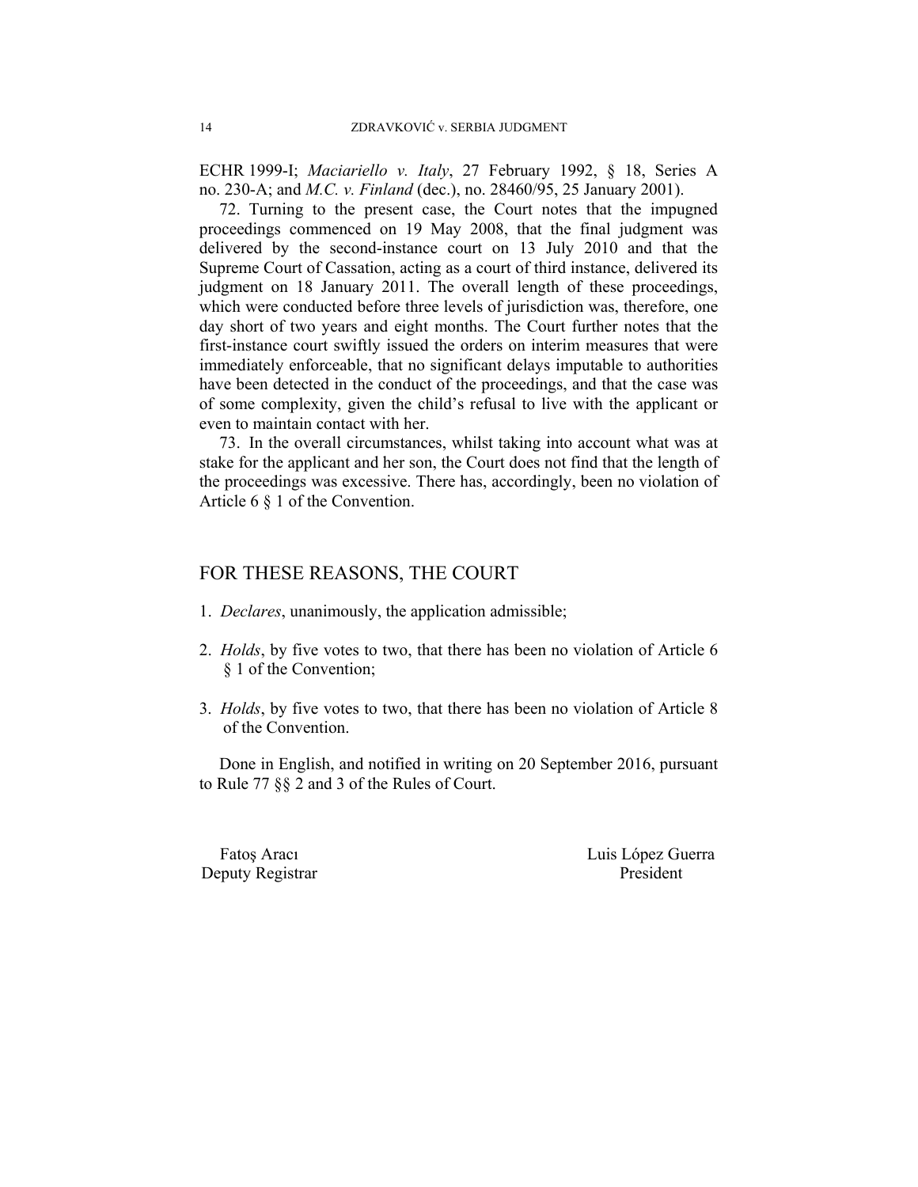ECHR 1999-I; *Maciariello v. Italy*, 27 February 1992, § 18, Series A no. 230-A; and *M.C. v. Finland* (dec.), no. 28460/95, 25 January 2001).

72. Turning to the present case, the Court notes that the impugned proceedings commenced on 19 May 2008, that the final judgment was delivered by the second-instance court on 13 July 2010 and that the Supreme Court of Cassation, acting as a court of third instance, delivered its judgment on 18 January 2011. The overall length of these proceedings, which were conducted before three levels of jurisdiction was, therefore, one day short of two years and eight months. The Court further notes that the first-instance court swiftly issued the orders on interim measures that were immediately enforceable, that no significant delays imputable to authorities have been detected in the conduct of the proceedings, and that the case was of some complexity, given the child's refusal to live with the applicant or even to maintain contact with her.

73. In the overall circumstances, whilst taking into account what was at stake for the applicant and her son, the Court does not find that the length of the proceedings was excessive. There has, accordingly, been no violation of Article 6 § 1 of the Convention.

## FOR THESE REASONS, THE COURT

1. *Declares*, unanimously, the application admissible;

2. *Holds*, by five votes to two, that there has been no violation of Article 6 § 1 of the Convention;

3. *Holds*, by five votes to two, that there has been no violation of Article 8 of the Convention.

Done in English, and notified in writing on 20 September 2016, pursuant to Rule 77 §§ 2 and 3 of the Rules of Court.

Fatoş Aracı
Deputy Registrar

Luis López Guerra
President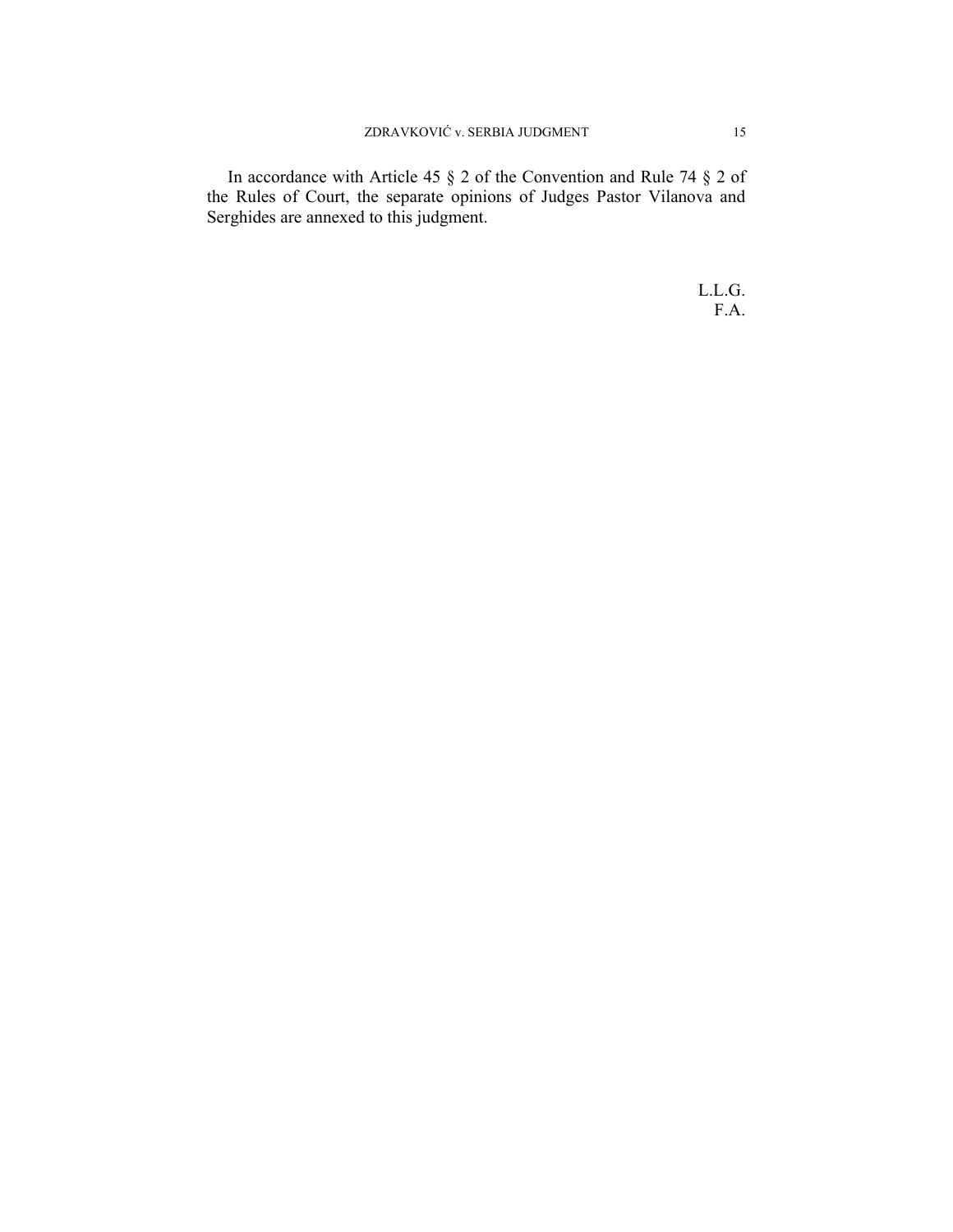In accordance with Article 45 § 2 of the Convention and Rule 74 § 2 of the Rules of Court, the separate opinions of Judges Pastor Vilanova and Serghides are annexed to this judgment.

L.L.G.
F.A.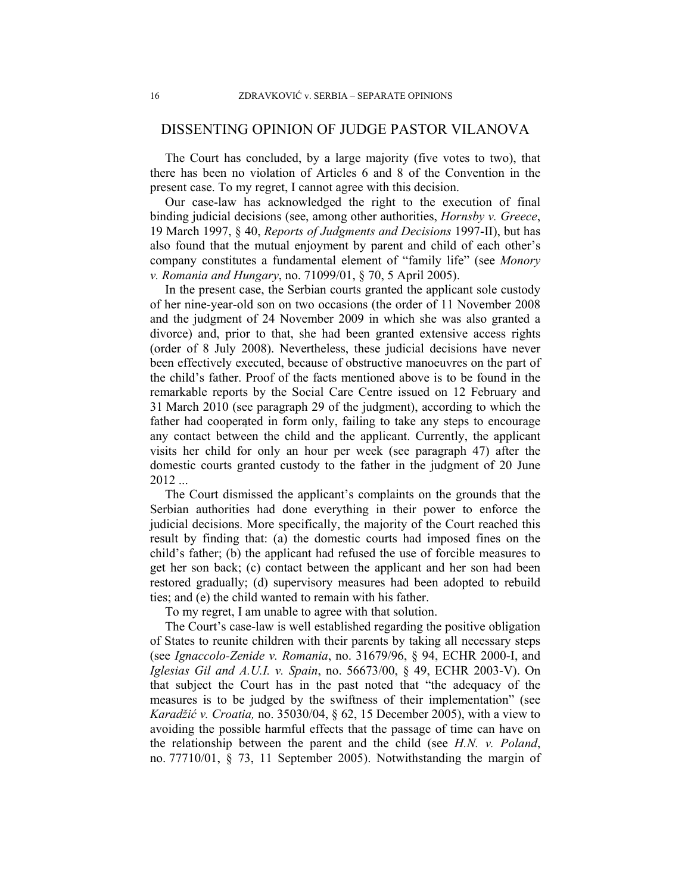## DISSENTING OPINION OF JUDGE PASTOR VILANOVA

The Court has concluded, by a large majority (five votes to two), that there has been no violation of Articles 6 and 8 of the Convention in the present case. To my regret, I cannot agree with this decision.

Our case-law has acknowledged the right to the execution of final binding judicial decisions (see, among other authorities, *Hornsby v. Greece*, 19 March 1997, § 40, *Reports of Judgments and Decisions* 1997-II), but has also found that the mutual enjoyment by parent and child of each other's company constitutes a fundamental element of "family life" (see *Monory v. Romania and Hungary*, no. 71099/01, § 70, 5 April 2005).

In the present case, the Serbian courts granted the applicant sole custody of her nine-year-old son on two occasions (the order of 11 November 2008 and the judgment of 24 November 2009 in which she was also granted a divorce) and, prior to that, she had been granted extensive access rights (order of 8 July 2008). Nevertheless, these judicial decisions have never been effectively executed, because of obstructive manoeuvres on the part of the child's father. Proof of the facts mentioned above is to be found in the remarkable reports by the Social Care Centre issued on 12 February and 31 March 2010 (see paragraph 29 of the judgment), according to which the father had cooperated in form only, failing to take any steps to encourage any contact between the child and the applicant. Currently, the applicant visits her child for only an hour per week (see paragraph 47) after the domestic courts granted custody to the father in the judgment of 20 June 2012 ...

The Court dismissed the applicant's complaints on the grounds that the Serbian authorities had done everything in their power to enforce the judicial decisions. More specifically, the majority of the Court reached this result by finding that: (a) the domestic courts had imposed fines on the child's father; (b) the applicant had refused the use of forcible measures to get her son back; (c) contact between the applicant and her son had been restored gradually; (d) supervisory measures had been adopted to rebuild ties; and (e) the child wanted to remain with his father.

To my regret, I am unable to agree with that solution.

The Court's case-law is well established regarding the positive obligation of States to reunite children with their parents by taking all necessary steps (see *Ignaccolo-Zenide v. Romania*, no. 31679/96, § 94, ECHR 2000-I, and *Iglesias Gil and A.U.I. v. Spain*, no. 56673/00, § 49, ECHR 2003-V). On that subject the Court has in the past noted that "the adequacy of the measures is to be judged by the swiftness of their implementation" (see *Karadžić v. Croatia,* no. 35030/04, § 62, 15 December 2005), with a view to avoiding the possible harmful effects that the passage of time can have on the relationship between the parent and the child (see *H.N. v. Poland*, no. 77710/01, § 73, 11 September 2005). Notwithstanding the margin of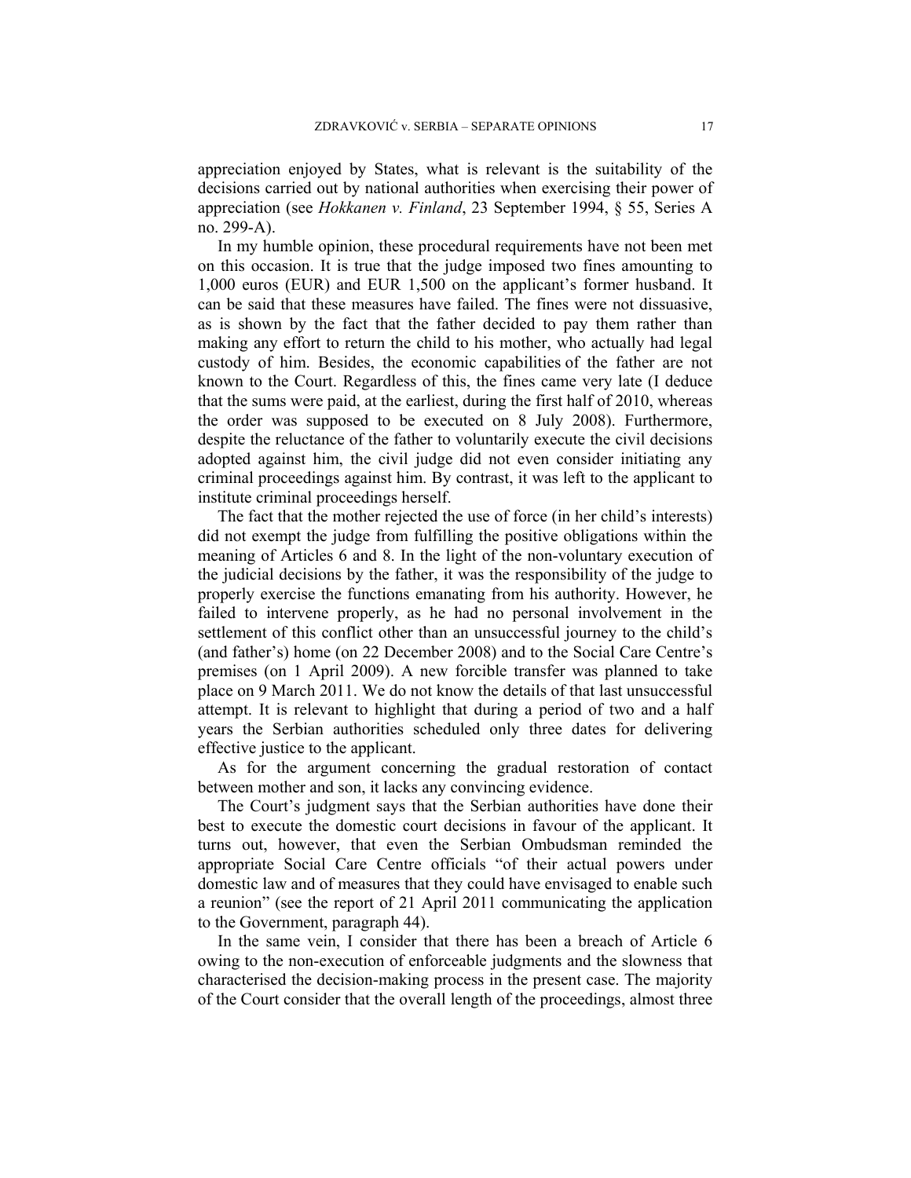appreciation enjoyed by States, what is relevant is the suitability of the decisions carried out by national authorities when exercising their power of appreciation (see *Hokkanen v. Finland*, 23 September 1994, § 55, Series A no. 299-A).

In my humble opinion, these procedural requirements have not been met on this occasion. It is true that the judge imposed two fines amounting to 1,000 euros (EUR) and EUR 1,500 on the applicant's former husband. It can be said that these measures have failed. The fines were not dissuasive, as is shown by the fact that the father decided to pay them rather than making any effort to return the child to his mother, who actually had legal custody of him. Besides, the economic capabilities of the father are not known to the Court. Regardless of this, the fines came very late (I deduce that the sums were paid, at the earliest, during the first half of 2010, whereas the order was supposed to be executed on 8 July 2008). Furthermore, despite the reluctance of the father to voluntarily execute the civil decisions adopted against him, the civil judge did not even consider initiating any criminal proceedings against him. By contrast, it was left to the applicant to institute criminal proceedings herself.

The fact that the mother rejected the use of force (in her child's interests) did not exempt the judge from fulfilling the positive obligations within the meaning of Articles 6 and 8. In the light of the non-voluntary execution of the judicial decisions by the father, it was the responsibility of the judge to properly exercise the functions emanating from his authority. However, he failed to intervene properly, as he had no personal involvement in the settlement of this conflict other than an unsuccessful journey to the child's (and father's) home (on 22 December 2008) and to the Social Care Centre's premises (on 1 April 2009). A new forcible transfer was planned to take place on 9 March 2011. We do not know the details of that last unsuccessful attempt. It is relevant to highlight that during a period of two and a half years the Serbian authorities scheduled only three dates for delivering effective justice to the applicant.

As for the argument concerning the gradual restoration of contact between mother and son, it lacks any convincing evidence.

The Court's judgment says that the Serbian authorities have done their best to execute the domestic court decisions in favour of the applicant. It turns out, however, that even the Serbian Ombudsman reminded the appropriate Social Care Centre officials "of their actual powers under domestic law and of measures that they could have envisaged to enable such a reunion" (see the report of 21 April 2011 communicating the application to the Government, paragraph 44).

In the same vein, I consider that there has been a breach of Article 6 owing to the non-execution of enforceable judgments and the slowness that characterised the decision-making process in the present case. The majority of the Court consider that the overall length of the proceedings, almost three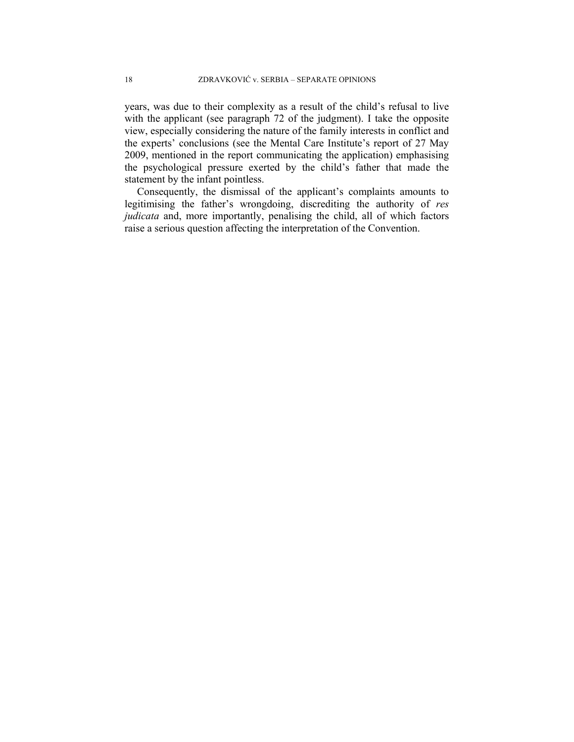years, was due to their complexity as a result of the child's refusal to live with the applicant (see paragraph 72 of the judgment). I take the opposite view, especially considering the nature of the family interests in conflict and the experts' conclusions (see the Mental Care Institute's report of 27 May 2009, mentioned in the report communicating the application) emphasising the psychological pressure exerted by the child's father that made the statement by the infant pointless.

Consequently, the dismissal of the applicant's complaints amounts to legitimising the father's wrongdoing, discrediting the authority of *res judicata* and, more importantly, penalising the child, all of which factors raise a serious question affecting the interpretation of the Convention.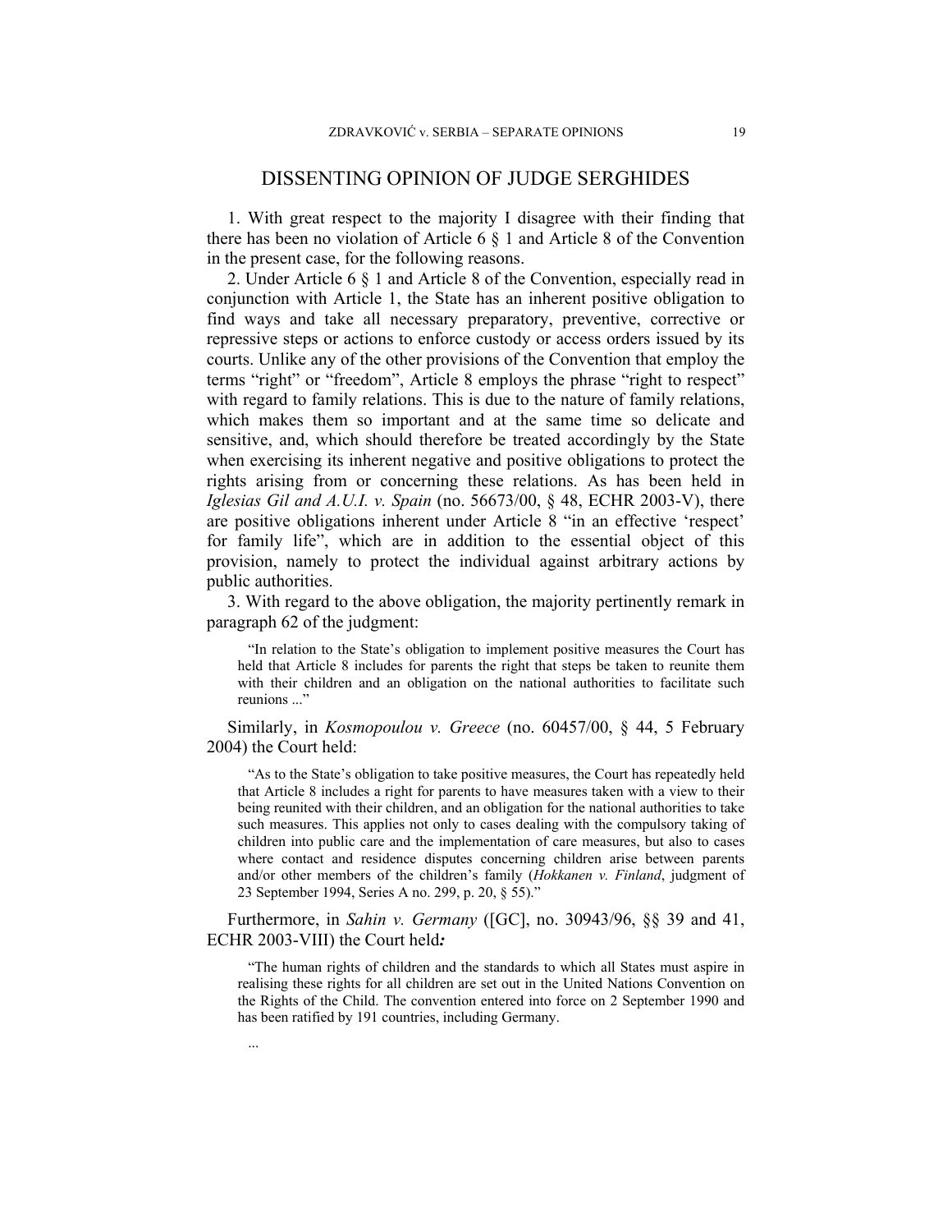## DISSENTING OPINION OF JUDGE SERGHIDES

1. With great respect to the majority I disagree with their finding that there has been no violation of Article 6 § 1 and Article 8 of the Convention in the present case, for the following reasons.

2. Under Article 6 § 1 and Article 8 of the Convention, especially read in conjunction with Article 1, the State has an inherent positive obligation to find ways and take all necessary preparatory, preventive, corrective or repressive steps or actions to enforce custody or access orders issued by its courts. Unlike any of the other provisions of the Convention that employ the terms "right" or "freedom", Article 8 employs the phrase "right to respect" with regard to family relations. This is due to the nature of family relations, which makes them so important and at the same time so delicate and sensitive, and, which should therefore be treated accordingly by the State when exercising its inherent negative and positive obligations to protect the rights arising from or concerning these relations. As has been held in *Iglesias Gil and A.U.I. v. Spain* (no. 56673/00, § 48, ECHR 2003-V), there are positive obligations inherent under Article 8 "in an effective 'respect' for family life", which are in addition to the essential object of this provision, namely to protect the individual against arbitrary actions by public authorities.

3. With regard to the above obligation, the majority pertinently remark in paragraph 62 of the judgment:

> "In relation to the State's obligation to implement positive measures the Court has held that Article 8 includes for parents the right that steps be taken to reunite them with their children and an obligation on the national authorities to facilitate such reunions ..."

Similarly, in *Kosmopoulou v. Greece* (no. 60457/00, § 44, 5 February 2004) the Court held:

> "As to the State's obligation to take positive measures, the Court has repeatedly held that Article 8 includes a right for parents to have measures taken with a view to their being reunited with their children, and an obligation for the national authorities to take such measures. This applies not only to cases dealing with the compulsory taking of children into public care and the implementation of care measures, but also to cases where contact and residence disputes concerning children arise between parents and/or other members of the children's family (*Hokkanen v. Finland*, judgment of 23 September 1994, Series A no. 299, p. 20, § 55)."

Furthermore, in *Sahin v. Germany* ([GC], no. 30943/96, §§ 39 and 41, ECHR 2003-VIII) the Court held***:***

> "The human rights of children and the standards to which all States must aspire in realising these rights for all children are set out in the United Nations Convention on the Rights of the Child. The convention entered into force on 2 September 1990 and has been ratified by 191 countries, including Germany.
>
> ..."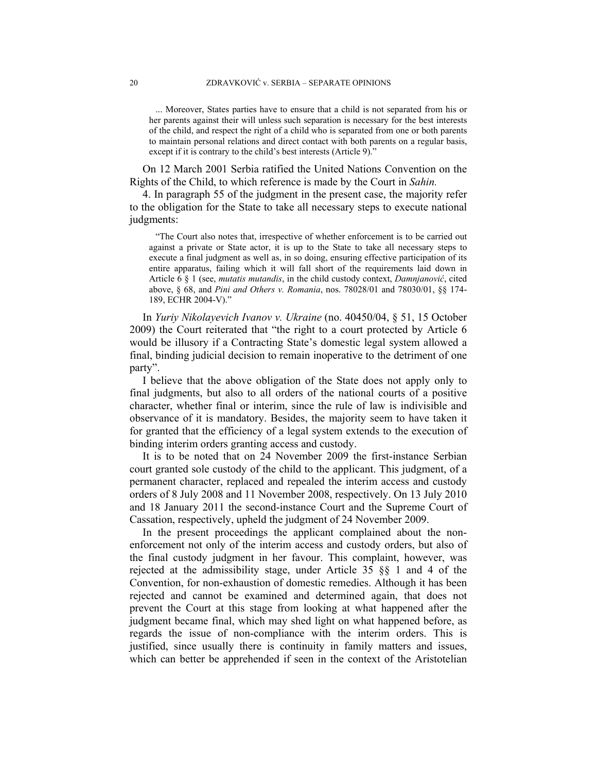> ... Moreover, States parties have to ensure that a child is not separated from his or her parents against their will unless such separation is necessary for the best interests of the child, and respect the right of a child who is separated from one or both parents to maintain personal relations and direct contact with both parents on a regular basis, except if it is contrary to the child's best interests (Article 9)."

On 12 March 2001 Serbia ratified the United Nations Convention on the Rights of the Child, to which reference is made by the Court in *Sahin.*

4. In paragraph 55 of the judgment in the present case, the majority refer to the obligation for the State to take all necessary steps to execute national judgments:

> "The Court also notes that, irrespective of whether enforcement is to be carried out against a private or State actor, it is up to the State to take all necessary steps to execute a final judgment as well as, in so doing, ensuring effective participation of its entire apparatus, failing which it will fall short of the requirements laid down in Article 6 § 1 (see, *mutatis mutandis*, in the child custody context, *Damnjanović*, cited above, § 68, and *Pini and Others v. Romania*, nos. 78028/01 and 78030/01, §§ 174-189, ECHR 2004-V)."

In *Yuriy Nikolayevich Ivanov v. Ukraine* (no. 40450/04, § 51, 15 October 2009) the Court reiterated that "the right to a court protected by Article 6 would be illusory if a Contracting State's domestic legal system allowed a final, binding judicial decision to remain inoperative to the detriment of one party".

I believe that the above obligation of the State does not apply only to final judgments, but also to all orders of the national courts of a positive character, whether final or interim, since the rule of law is indivisible and observance of it is mandatory. Besides, the majority seem to have taken it for granted that the efficiency of a legal system extends to the execution of binding interim orders granting access and custody.

It is to be noted that on 24 November 2009 the first-instance Serbian court granted sole custody of the child to the applicant. This judgment, of a permanent character, replaced and repealed the interim access and custody orders of 8 July 2008 and 11 November 2008, respectively. On 13 July 2010 and 18 January 2011 the second-instance Court and the Supreme Court of Cassation, respectively, upheld the judgment of 24 November 2009.

In the present proceedings the applicant complained about the non-enforcement not only of the interim access and custody orders, but also of the final custody judgment in her favour. This complaint, however, was rejected at the admissibility stage, under Article 35 §§ 1 and 4 of the Convention, for non-exhaustion of domestic remedies. Although it has been rejected and cannot be examined and determined again, that does not prevent the Court at this stage from looking at what happened after the judgment became final, which may shed light on what happened before, as regards the issue of non-compliance with the interim orders. This is justified, since usually there is continuity in family matters and issues, which can better be apprehended if seen in the context of the Aristotelian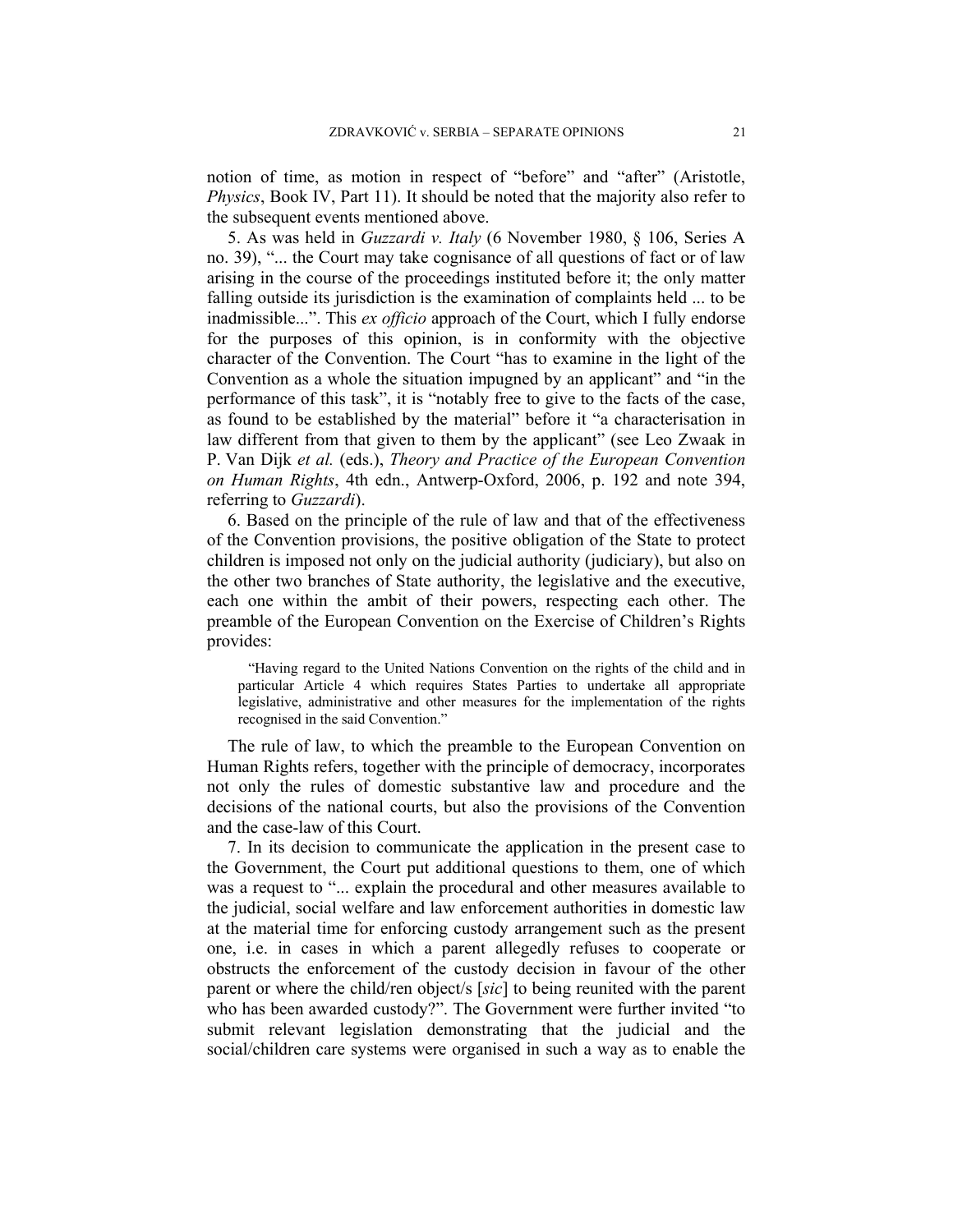notion of time, as motion in respect of "before" and "after" (Aristotle, *Physics*, Book IV, Part 11). It should be noted that the majority also refer to the subsequent events mentioned above.

5. As was held in *Guzzardi v. Italy* (6 November 1980, § 106, Series A no. 39), "... the Court may take cognisance of all questions of fact or of law arising in the course of the proceedings instituted before it; the only matter falling outside its jurisdiction is the examination of complaints held ... to be inadmissible...". This *ex officio* approach of the Court, which I fully endorse for the purposes of this opinion, is in conformity with the objective character of the Convention. The Court "has to examine in the light of the Convention as a whole the situation impugned by an applicant" and "in the performance of this task", it is "notably free to give to the facts of the case, as found to be established by the material" before it "a characterisation in law different from that given to them by the applicant" (see Leo Zwaak in P. Van Dijk *et al.* (eds.), *Theory and Practice of the European Convention on Human Rights*, 4th edn., Antwerp-Oxford, 2006, p. 192 and note 394, referring to *Guzzardi*).

6. Based on the principle of the rule of law and that of the effectiveness of the Convention provisions, the positive obligation of the State to protect children is imposed not only on the judicial authority (judiciary), but also on the other two branches of State authority, the legislative and the executive, each one within the ambit of their powers, respecting each other. The preamble of the European Convention on the Exercise of Children's Rights provides:

> "Having regard to the United Nations Convention on the rights of the child and in particular Article 4 which requires States Parties to undertake all appropriate legislative, administrative and other measures for the implementation of the rights recognised in the said Convention."

The rule of law, to which the preamble to the European Convention on Human Rights refers, together with the principle of democracy, incorporates not only the rules of domestic substantive law and procedure and the decisions of the national courts, but also the provisions of the Convention and the case-law of this Court.

7. In its decision to communicate the application in the present case to the Government, the Court put additional questions to them, one of which was a request to "... explain the procedural and other measures available to the judicial, social welfare and law enforcement authorities in domestic law at the material time for enforcing custody arrangement such as the present one, i.e. in cases in which a parent allegedly refuses to cooperate or obstructs the enforcement of the custody decision in favour of the other parent or where the child/ren object/s [*sic*] to being reunited with the parent who has been awarded custody?". The Government were further invited "to submit relevant legislation demonstrating that the judicial and the social/children care systems were organised in such a way as to enable the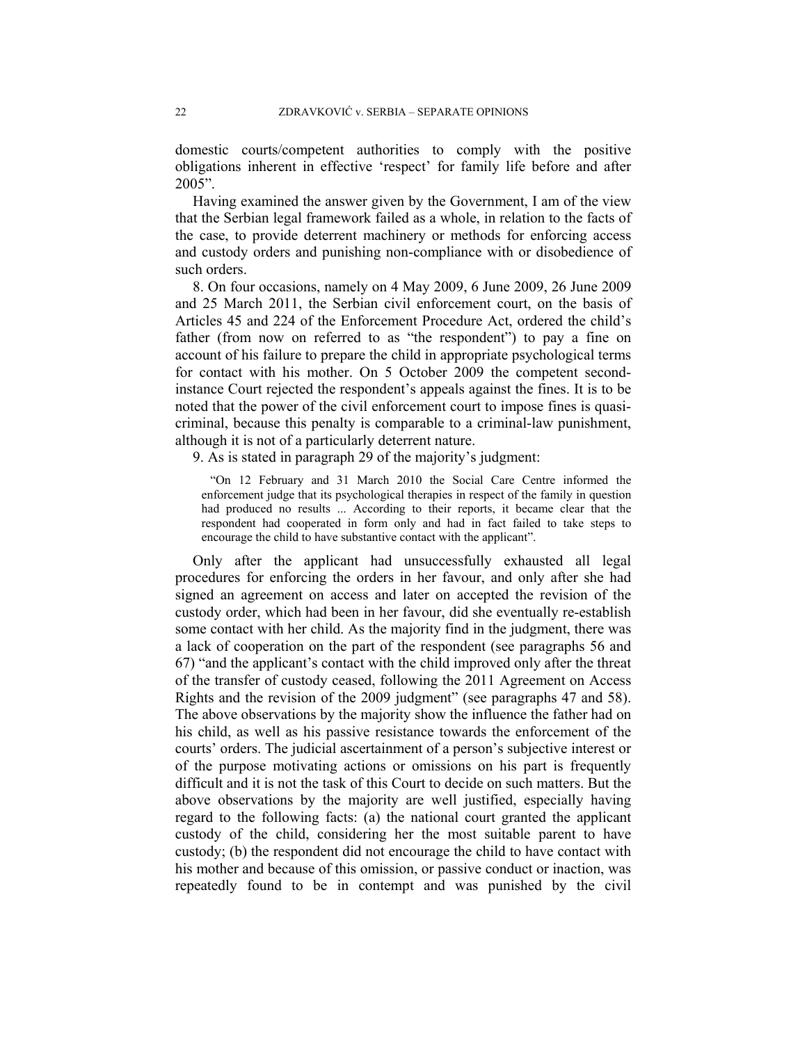domestic courts/competent authorities to comply with the positive obligations inherent in effective 'respect' for family life before and after 2005".

Having examined the answer given by the Government, I am of the view that the Serbian legal framework failed as a whole, in relation to the facts of the case, to provide deterrent machinery or methods for enforcing access and custody orders and punishing non-compliance with or disobedience of such orders.

8. On four occasions, namely on 4 May 2009, 6 June 2009, 26 June 2009 and 25 March 2011, the Serbian civil enforcement court, on the basis of Articles 45 and 224 of the Enforcement Procedure Act, ordered the child's father (from now on referred to as "the respondent") to pay a fine on account of his failure to prepare the child in appropriate psychological terms for contact with his mother. On 5 October 2009 the competent second-instance Court rejected the respondent's appeals against the fines. It is to be noted that the power of the civil enforcement court to impose fines is quasi-criminal, because this penalty is comparable to a criminal-law punishment, although it is not of a particularly deterrent nature.

9. As is stated in paragraph 29 of the majority's judgment:

> "On 12 February and 31 March 2010 the Social Care Centre informed the enforcement judge that its psychological therapies in respect of the family in question had produced no results ... According to their reports, it became clear that the respondent had cooperated in form only and had in fact failed to take steps to encourage the child to have substantive contact with the applicant".

Only after the applicant had unsuccessfully exhausted all legal procedures for enforcing the orders in her favour, and only after she had signed an agreement on access and later on accepted the revision of the custody order, which had been in her favour, did she eventually re-establish some contact with her child. As the majority find in the judgment, there was a lack of cooperation on the part of the respondent (see paragraphs 56 and 67) "and the applicant's contact with the child improved only after the threat of the transfer of custody ceased, following the 2011 Agreement on Access Rights and the revision of the 2009 judgment" (see paragraphs 47 and 58). The above observations by the majority show the influence the father had on his child, as well as his passive resistance towards the enforcement of the courts' orders. The judicial ascertainment of a person's subjective interest or of the purpose motivating actions or omissions on his part is frequently difficult and it is not the task of this Court to decide on such matters. But the above observations by the majority are well justified, especially having regard to the following facts: (a) the national court granted the applicant custody of the child, considering her the most suitable parent to have custody; (b) the respondent did not encourage the child to have contact with his mother and because of this omission, or passive conduct or inaction, was repeatedly found to be in contempt and was punished by the civil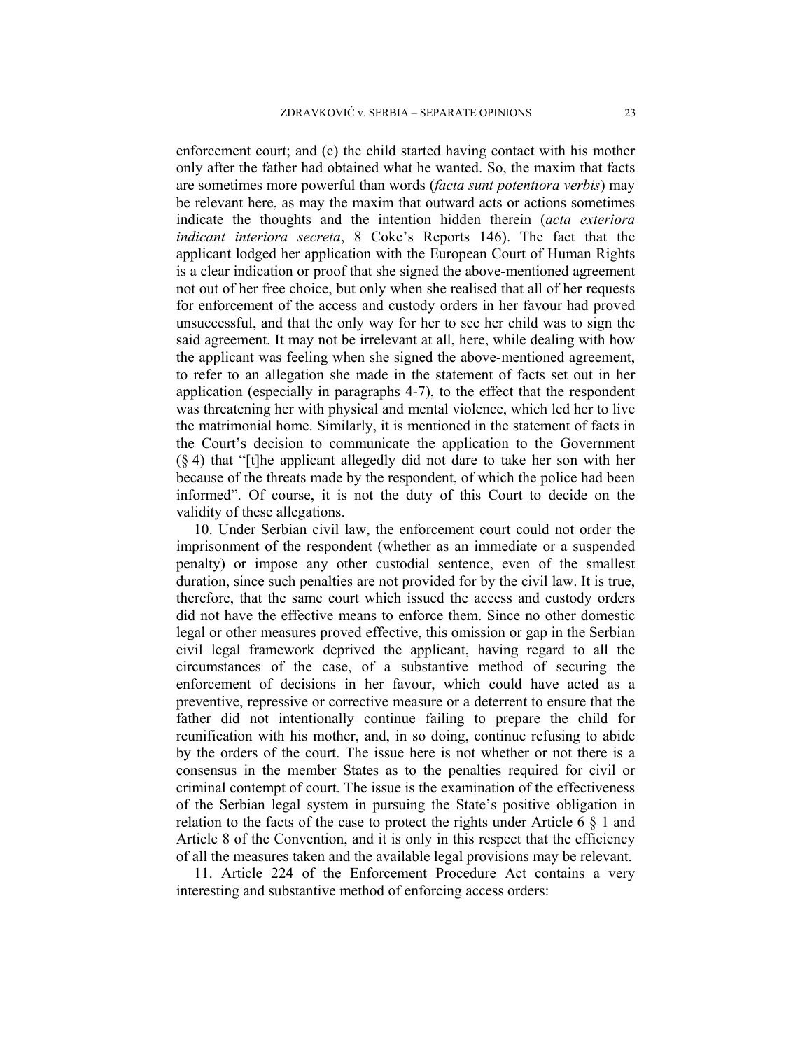enforcement court; and (c) the child started having contact with his mother only after the father had obtained what he wanted. So, the maxim that facts are sometimes more powerful than words (*facta sunt potentiora verbis*) may be relevant here, as may the maxim that outward acts or actions sometimes indicate the thoughts and the intention hidden therein (*acta exteriora indicant interiora secreta*, 8 Coke's Reports 146). The fact that the applicant lodged her application with the European Court of Human Rights is a clear indication or proof that she signed the above-mentioned agreement not out of her free choice, but only when she realised that all of her requests for enforcement of the access and custody orders in her favour had proved unsuccessful, and that the only way for her to see her child was to sign the said agreement. It may not be irrelevant at all, here, while dealing with how the applicant was feeling when she signed the above-mentioned agreement, to refer to an allegation she made in the statement of facts set out in her application (especially in paragraphs 4-7), to the effect that the respondent was threatening her with physical and mental violence, which led her to live the matrimonial home. Similarly, it is mentioned in the statement of facts in the Court's decision to communicate the application to the Government (§ 4) that "[t]he applicant allegedly did not dare to take her son with her because of the threats made by the respondent, of which the police had been informed". Of course, it is not the duty of this Court to decide on the validity of these allegations.

10. Under Serbian civil law, the enforcement court could not order the imprisonment of the respondent (whether as an immediate or a suspended penalty) or impose any other custodial sentence, even of the smallest duration, since such penalties are not provided for by the civil law. It is true, therefore, that the same court which issued the access and custody orders did not have the effective means to enforce them. Since no other domestic legal or other measures proved effective, this omission or gap in the Serbian civil legal framework deprived the applicant, having regard to all the circumstances of the case, of a substantive method of securing the enforcement of decisions in her favour, which could have acted as a preventive, repressive or corrective measure or a deterrent to ensure that the father did not intentionally continue failing to prepare the child for reunification with his mother, and, in so doing, continue refusing to abide by the orders of the court. The issue here is not whether or not there is a consensus in the member States as to the penalties required for civil or criminal contempt of court. The issue is the examination of the effectiveness of the Serbian legal system in pursuing the State's positive obligation in relation to the facts of the case to protect the rights under Article 6 § 1 and Article 8 of the Convention, and it is only in this respect that the efficiency of all the measures taken and the available legal provisions may be relevant.

11. Article 224 of the Enforcement Procedure Act contains a very interesting and substantive method of enforcing access orders: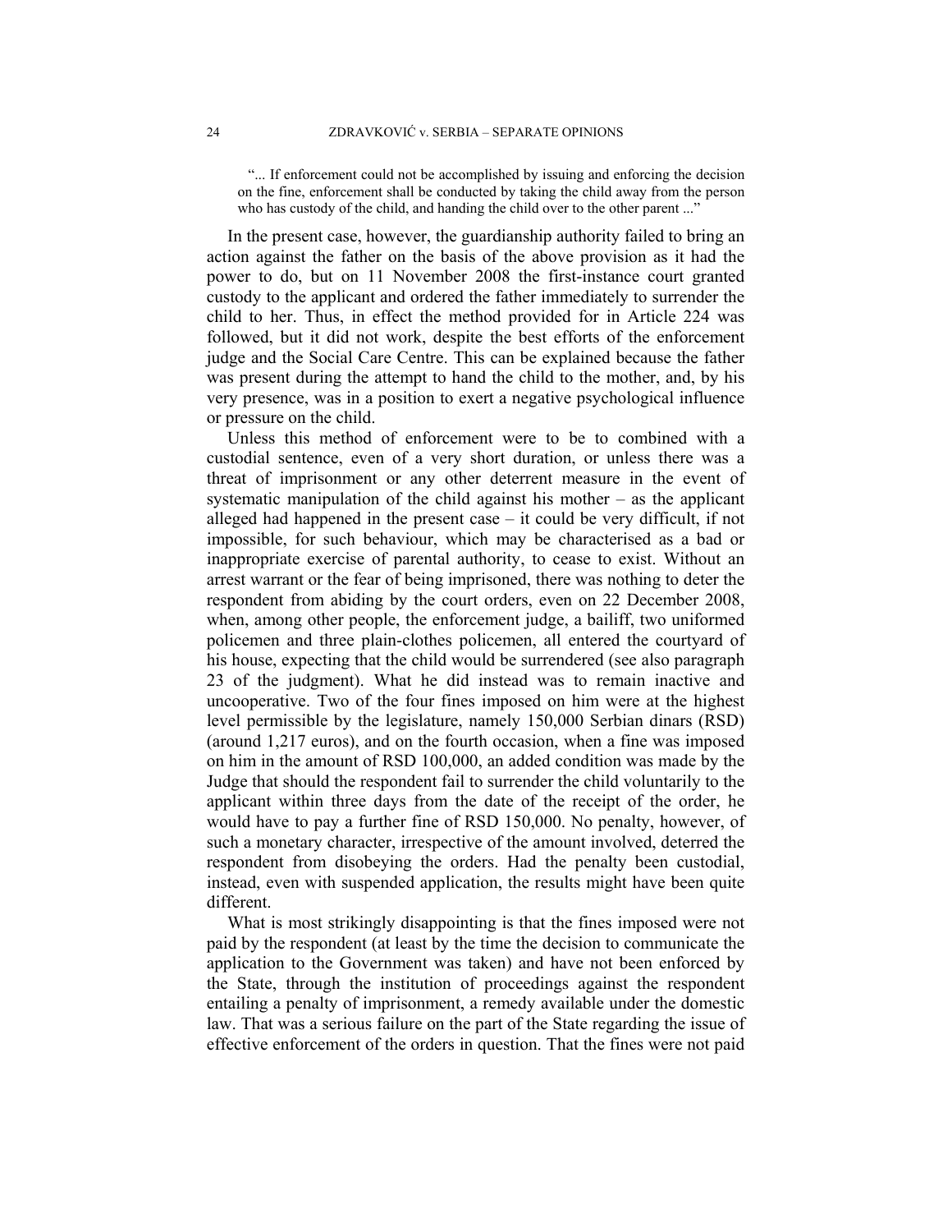> "... If enforcement could not be accomplished by issuing and enforcing the decision on the fine, enforcement shall be conducted by taking the child away from the person who has custody of the child, and handing the child over to the other parent ..."

In the present case, however, the guardianship authority failed to bring an action against the father on the basis of the above provision as it had the power to do, but on 11 November 2008 the first-instance court granted custody to the applicant and ordered the father immediately to surrender the child to her. Thus, in effect the method provided for in Article 224 was followed, but it did not work, despite the best efforts of the enforcement judge and the Social Care Centre. This can be explained because the father was present during the attempt to hand the child to the mother, and, by his very presence, was in a position to exert a negative psychological influence or pressure on the child.

Unless this method of enforcement were to be to combined with a custodial sentence, even of a very short duration, or unless there was a threat of imprisonment or any other deterrent measure in the event of systematic manipulation of the child against his mother – as the applicant alleged had happened in the present case – it could be very difficult, if not impossible, for such behaviour, which may be characterised as a bad or inappropriate exercise of parental authority, to cease to exist. Without an arrest warrant or the fear of being imprisoned, there was nothing to deter the respondent from abiding by the court orders, even on 22 December 2008, when, among other people, the enforcement judge, a bailiff, two uniformed policemen and three plain-clothes policemen, all entered the courtyard of his house, expecting that the child would be surrendered (see also paragraph 23 of the judgment). What he did instead was to remain inactive and uncooperative. Two of the four fines imposed on him were at the highest level permissible by the legislature, namely 150,000 Serbian dinars (RSD) (around 1,217 euros), and on the fourth occasion, when a fine was imposed on him in the amount of RSD 100,000, an added condition was made by the Judge that should the respondent fail to surrender the child voluntarily to the applicant within three days from the date of the receipt of the order, he would have to pay a further fine of RSD 150,000. No penalty, however, of such a monetary character, irrespective of the amount involved, deterred the respondent from disobeying the orders. Had the penalty been custodial, instead, even with suspended application, the results might have been quite different.

What is most strikingly disappointing is that the fines imposed were not paid by the respondent (at least by the time the decision to communicate the application to the Government was taken) and have not been enforced by the State, through the institution of proceedings against the respondent entailing a penalty of imprisonment, a remedy available under the domestic law. That was a serious failure on the part of the State regarding the issue of effective enforcement of the orders in question. That the fines were not paid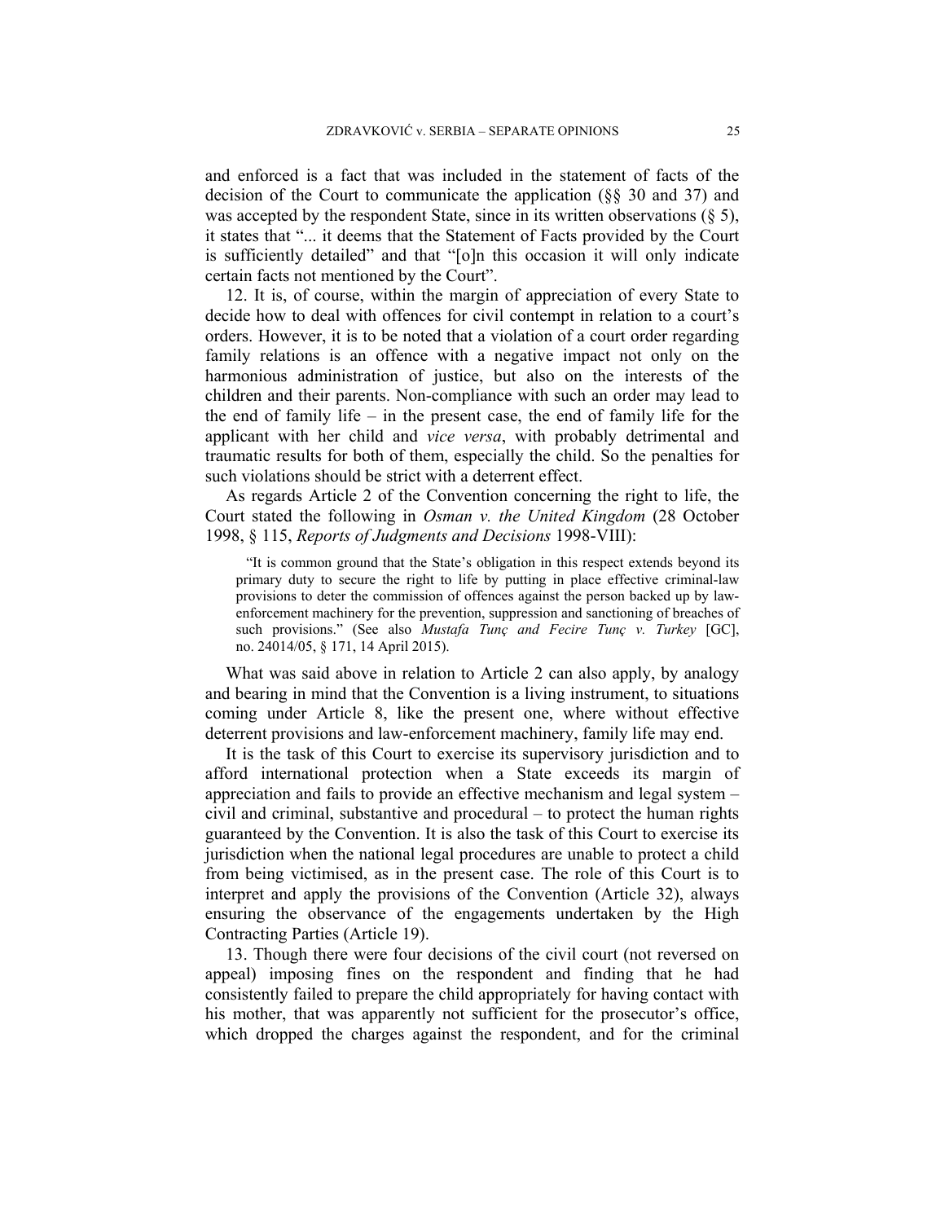and enforced is a fact that was included in the statement of facts of the decision of the Court to communicate the application (§§ 30 and 37) and was accepted by the respondent State, since in its written observations (§ 5), it states that "... it deems that the Statement of Facts provided by the Court is sufficiently detailed" and that "[o]n this occasion it will only indicate certain facts not mentioned by the Court".

12. It is, of course, within the margin of appreciation of every State to decide how to deal with offences for civil contempt in relation to a court's orders. However, it is to be noted that a violation of a court order regarding family relations is an offence with a negative impact not only on the harmonious administration of justice, but also on the interests of the children and their parents. Non-compliance with such an order may lead to the end of family life – in the present case, the end of family life for the applicant with her child and *vice versa*, with probably detrimental and traumatic results for both of them, especially the child. So the penalties for such violations should be strict with a deterrent effect.

As regards Article 2 of the Convention concerning the right to life, the Court stated the following in *Osman v. the United Kingdom* (28 October 1998, § 115, *Reports of Judgments and Decisions* 1998-VIII):

> "It is common ground that the State's obligation in this respect extends beyond its primary duty to secure the right to life by putting in place effective criminal-law provisions to deter the commission of offences against the person backed up by law-enforcement machinery for the prevention, suppression and sanctioning of breaches of such provisions." (See also *Mustafa Tunç and Fecire Tunç v. Turkey* [GC], no. 24014/05, § 171, 14 April 2015).

What was said above in relation to Article 2 can also apply, by analogy and bearing in mind that the Convention is a living instrument, to situations coming under Article 8, like the present one, where without effective deterrent provisions and law-enforcement machinery, family life may end.

It is the task of this Court to exercise its supervisory jurisdiction and to afford international protection when a State exceeds its margin of appreciation and fails to provide an effective mechanism and legal system – civil and criminal, substantive and procedural – to protect the human rights guaranteed by the Convention. It is also the task of this Court to exercise its jurisdiction when the national legal procedures are unable to protect a child from being victimised, as in the present case. The role of this Court is to interpret and apply the provisions of the Convention (Article 32), always ensuring the observance of the engagements undertaken by the High Contracting Parties (Article 19).

13. Though there were four decisions of the civil court (not reversed on appeal) imposing fines on the respondent and finding that he had consistently failed to prepare the child appropriately for having contact with his mother, that was apparently not sufficient for the prosecutor's office, which dropped the charges against the respondent, and for the criminal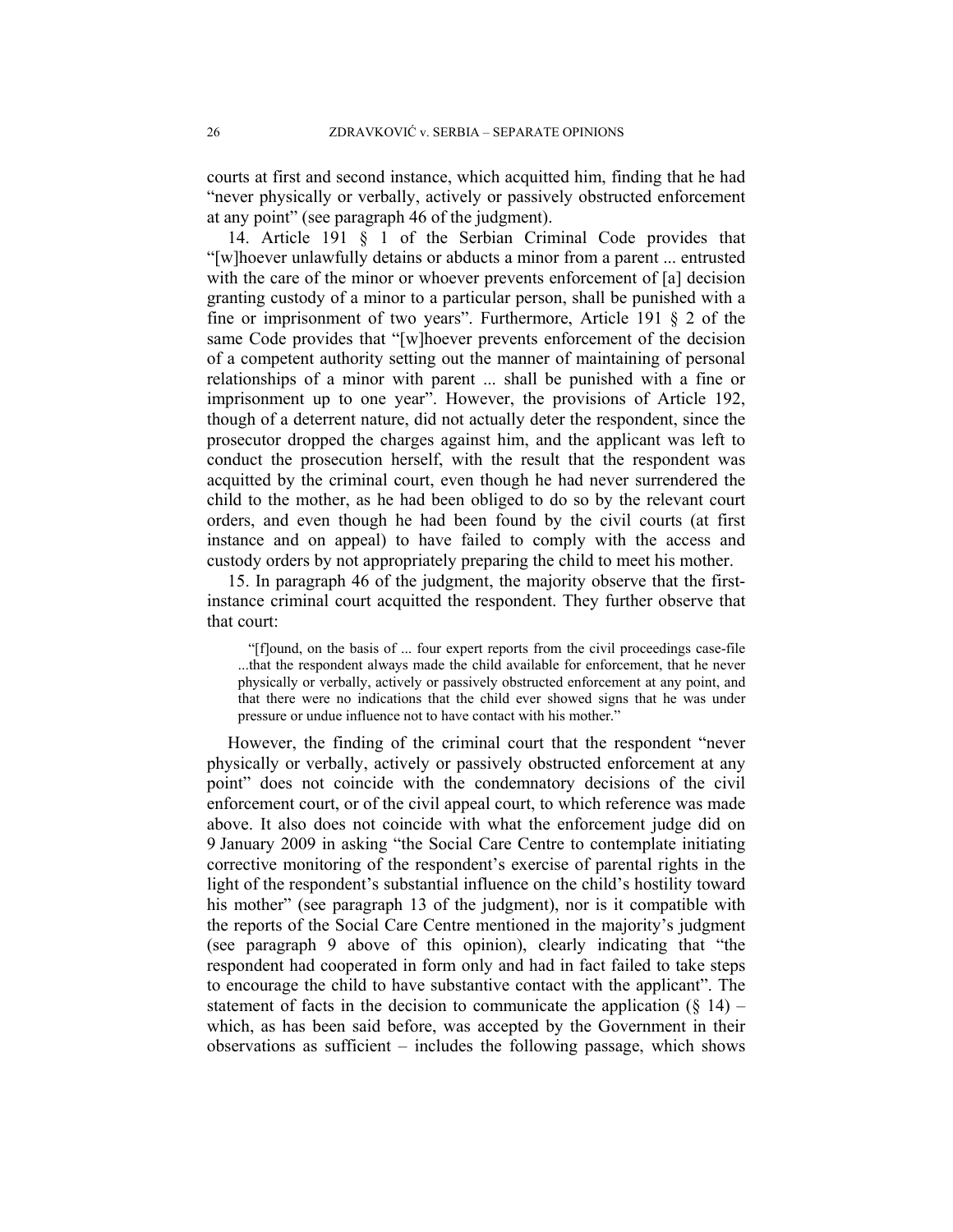courts at first and second instance, which acquitted him, finding that he had "never physically or verbally, actively or passively obstructed enforcement at any point" (see paragraph 46 of the judgment).

14. Article 191 § 1 of the Serbian Criminal Code provides that "[w]hoever unlawfully detains or abducts a minor from a parent ... entrusted with the care of the minor or whoever prevents enforcement of [a] decision granting custody of a minor to a particular person, shall be punished with a fine or imprisonment of two years". Furthermore, Article 191 § 2 of the same Code provides that "[w]hoever prevents enforcement of the decision of a competent authority setting out the manner of maintaining of personal relationships of a minor with parent ... shall be punished with a fine or imprisonment up to one year". However, the provisions of Article 192, though of a deterrent nature, did not actually deter the respondent, since the prosecutor dropped the charges against him, and the applicant was left to conduct the prosecution herself, with the result that the respondent was acquitted by the criminal court, even though he had never surrendered the child to the mother, as he had been obliged to do so by the relevant court orders, and even though he had been found by the civil courts (at first instance and on appeal) to have failed to comply with the access and custody orders by not appropriately preparing the child to meet his mother.

15. In paragraph 46 of the judgment, the majority observe that the first-instance criminal court acquitted the respondent. They further observe that that court:

> "[f]ound, on the basis of ... four expert reports from the civil proceedings case-file ...that the respondent always made the child available for enforcement, that he never physically or verbally, actively or passively obstructed enforcement at any point, and that there were no indications that the child ever showed signs that he was under pressure or undue influence not to have contact with his mother."

However, the finding of the criminal court that the respondent "never physically or verbally, actively or passively obstructed enforcement at any point" does not coincide with the condemnatory decisions of the civil enforcement court, or of the civil appeal court, to which reference was made above. It also does not coincide with what the enforcement judge did on 9 January 2009 in asking "the Social Care Centre to contemplate initiating corrective monitoring of the respondent's exercise of parental rights in the light of the respondent's substantial influence on the child's hostility toward his mother" (see paragraph 13 of the judgment), nor is it compatible with the reports of the Social Care Centre mentioned in the majority's judgment (see paragraph 9 above of this opinion), clearly indicating that "the respondent had cooperated in form only and had in fact failed to take steps to encourage the child to have substantive contact with the applicant". The statement of facts in the decision to communicate the application (§ 14) – which, as has been said before, was accepted by the Government in their observations as sufficient – includes the following passage, which shows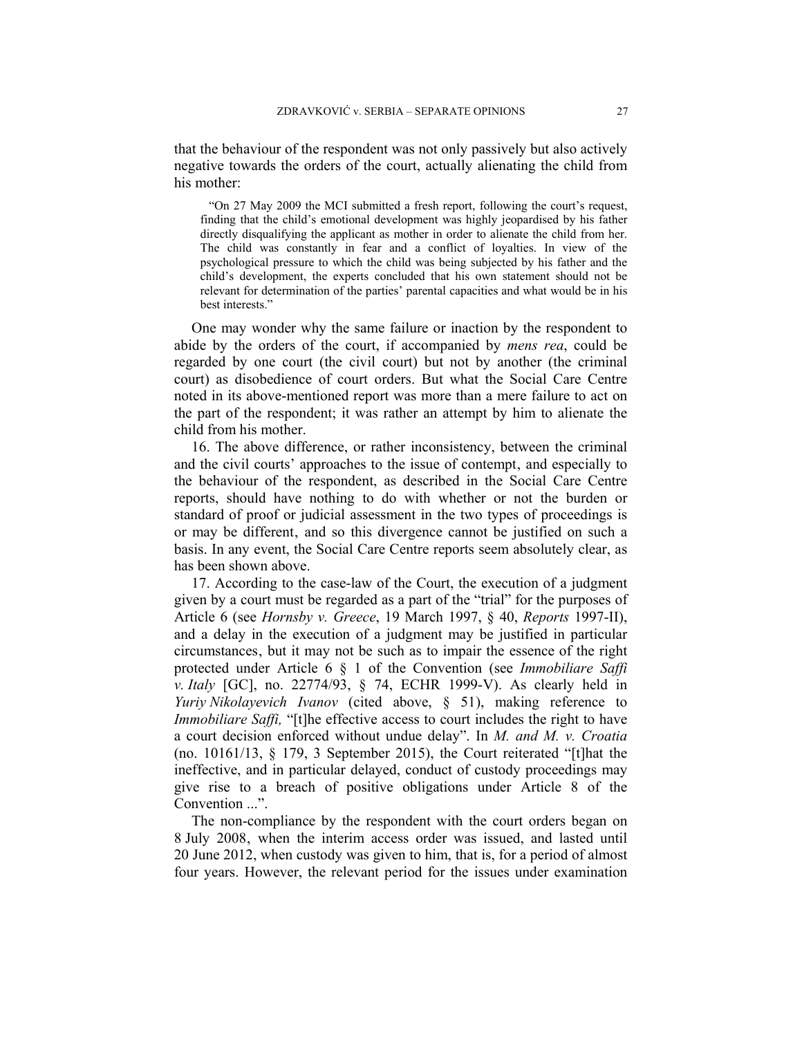that the behaviour of the respondent was not only passively but also actively negative towards the orders of the court, actually alienating the child from his mother:

> "On 27 May 2009 the MCI submitted a fresh report, following the court's request, finding that the child's emotional development was highly jeopardised by his father directly disqualifying the applicant as mother in order to alienate the child from her. The child was constantly in fear and a conflict of loyalties. In view of the psychological pressure to which the child was being subjected by his father and the child's development, the experts concluded that his own statement should not be relevant for determination of the parties' parental capacities and what would be in his best interests."

One may wonder why the same failure or inaction by the respondent to abide by the orders of the court, if accompanied by *mens rea*, could be regarded by one court (the civil court) but not by another (the criminal court) as disobedience of court orders. But what the Social Care Centre noted in its above-mentioned report was more than a mere failure to act on the part of the respondent; it was rather an attempt by him to alienate the child from his mother.

16. The above difference, or rather inconsistency, between the criminal and the civil courts' approaches to the issue of contempt, and especially to the behaviour of the respondent, as described in the Social Care Centre reports, should have nothing to do with whether or not the burden or standard of proof or judicial assessment in the two types of proceedings is or may be different, and so this divergence cannot be justified on such a basis. In any event, the Social Care Centre reports seem absolutely clear, as has been shown above.

17. According to the case-law of the Court, the execution of a judgment given by a court must be regarded as a part of the "trial" for the purposes of Article 6 (see *Hornsby v. Greece*, 19 March 1997, § 40, *Reports* 1997-II), and a delay in the execution of a judgment may be justified in particular circumstances, but it may not be such as to impair the essence of the right protected under Article 6 § 1 of the Convention (see *Immobiliare Saffi v. Italy* [GC], no. 22774/93, § 74, ECHR 1999-V). As clearly held in *Yuriy Nikolayevich Ivanov* (cited above, § 51), making reference to *Immobiliare Saffi,* "[t]he effective access to court includes the right to have a court decision enforced without undue delay". In *M. and M. v. Croatia* (no. 10161/13, § 179, 3 September 2015), the Court reiterated "[t]hat the ineffective, and in particular delayed, conduct of custody proceedings may give rise to a breach of positive obligations under Article 8 of the Convention ...".

The non-compliance by the respondent with the court orders began on 8 July 2008, when the interim access order was issued, and lasted until 20 June 2012, when custody was given to him, that is, for a period of almost four years. However, the relevant period for the issues under examination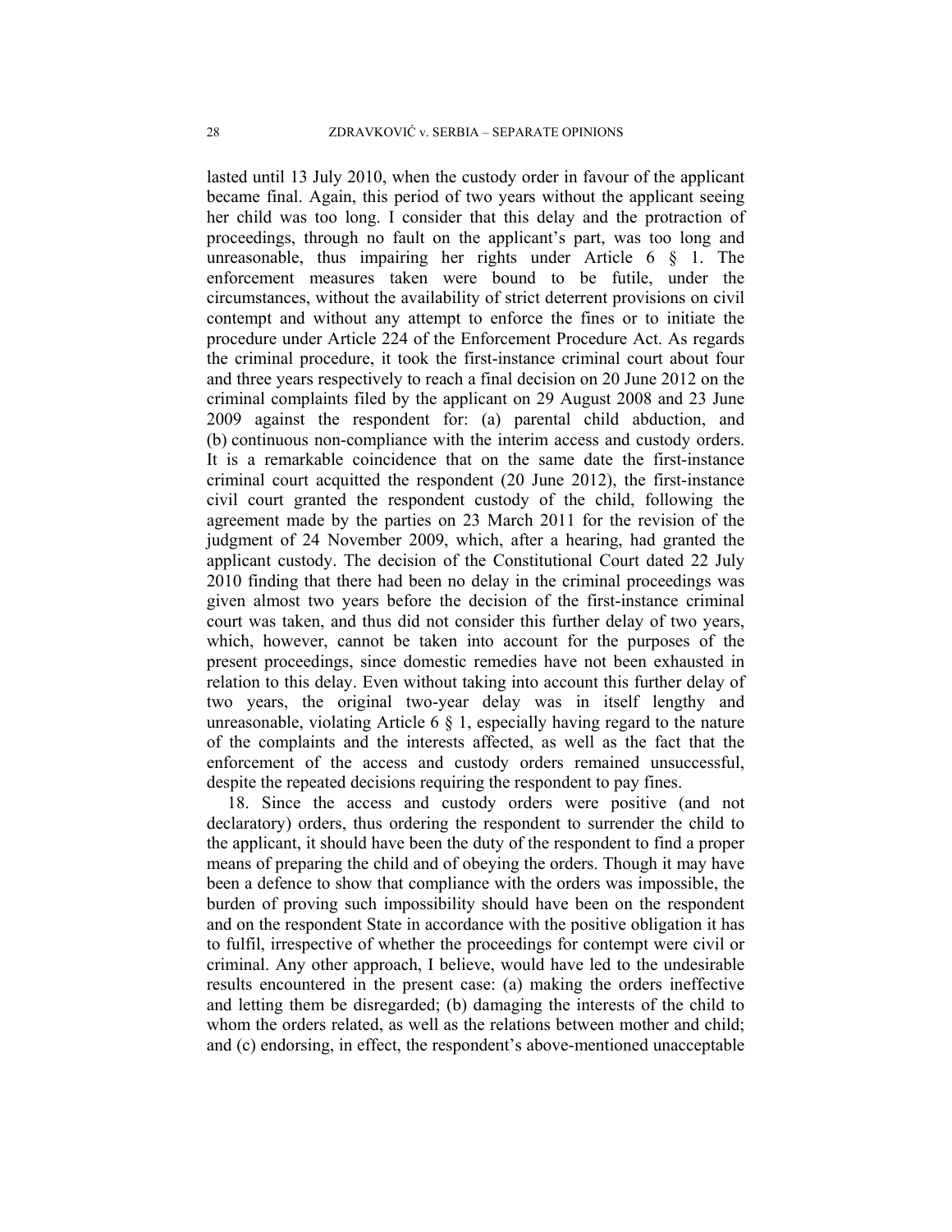lasted until 13 July 2010, when the custody order in favour of the applicant became final. Again, this period of two years without the applicant seeing her child was too long. I consider that this delay and the protraction of proceedings, through no fault on the applicant's part, was too long and unreasonable, thus impairing her rights under Article 6 § 1. The enforcement measures taken were bound to be futile, under the circumstances, without the availability of strict deterrent provisions on civil contempt and without any attempt to enforce the fines or to initiate the procedure under Article 224 of the Enforcement Procedure Act. As regards the criminal procedure, it took the first-instance criminal court about four and three years respectively to reach a final decision on 20 June 2012 on the criminal complaints filed by the applicant on 29 August 2008 and 23 June 2009 against the respondent for: (a) parental child abduction, and (b) continuous non-compliance with the interim access and custody orders. It is a remarkable coincidence that on the same date the first-instance criminal court acquitted the respondent (20 June 2012), the first-instance civil court granted the respondent custody of the child, following the agreement made by the parties on 23 March 2011 for the revision of the judgment of 24 November 2009, which, after a hearing, had granted the applicant custody. The decision of the Constitutional Court dated 22 July 2010 finding that there had been no delay in the criminal proceedings was given almost two years before the decision of the first-instance criminal court was taken, and thus did not consider this further delay of two years, which, however, cannot be taken into account for the purposes of the present proceedings, since domestic remedies have not been exhausted in relation to this delay. Even without taking into account this further delay of two years, the original two-year delay was in itself lengthy and unreasonable, violating Article 6 § 1, especially having regard to the nature of the complaints and the interests affected, as well as the fact that the enforcement of the access and custody orders remained unsuccessful, despite the repeated decisions requiring the respondent to pay fines.

18. Since the access and custody orders were positive (and not declaratory) orders, thus ordering the respondent to surrender the child to the applicant, it should have been the duty of the respondent to find a proper means of preparing the child and of obeying the orders. Though it may have been a defence to show that compliance with the orders was impossible, the burden of proving such impossibility should have been on the respondent and on the respondent State in accordance with the positive obligation it has to fulfil, irrespective of whether the proceedings for contempt were civil or criminal. Any other approach, I believe, would have led to the undesirable results encountered in the present case: (a) making the orders ineffective and letting them be disregarded; (b) damaging the interests of the child to whom the orders related, as well as the relations between mother and child; and (c) endorsing, in effect, the respondent's above-mentioned unacceptable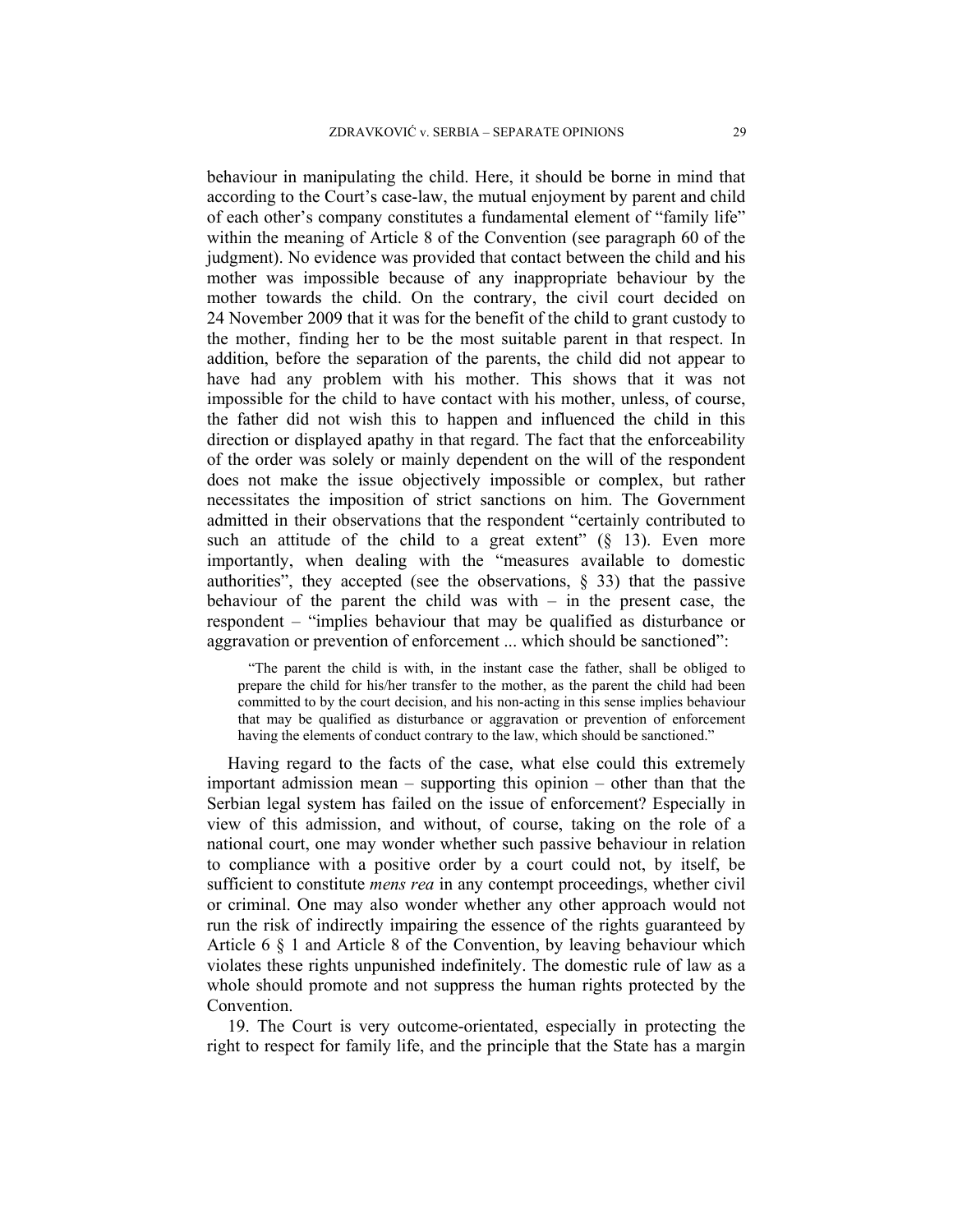behaviour in manipulating the child. Here, it should be borne in mind that according to the Court's case-law, the mutual enjoyment by parent and child of each other's company constitutes a fundamental element of "family life" within the meaning of Article 8 of the Convention (see paragraph 60 of the judgment). No evidence was provided that contact between the child and his mother was impossible because of any inappropriate behaviour by the mother towards the child. On the contrary, the civil court decided on 24 November 2009 that it was for the benefit of the child to grant custody to the mother, finding her to be the most suitable parent in that respect. In addition, before the separation of the parents, the child did not appear to have had any problem with his mother. This shows that it was not impossible for the child to have contact with his mother, unless, of course, the father did not wish this to happen and influenced the child in this direction or displayed apathy in that regard. The fact that the enforceability of the order was solely or mainly dependent on the will of the respondent does not make the issue objectively impossible or complex, but rather necessitates the imposition of strict sanctions on him. The Government admitted in their observations that the respondent "certainly contributed to such an attitude of the child to a great extent" (§ 13). Even more importantly, when dealing with the "measures available to domestic authorities", they accepted (see the observations, § 33) that the passive behaviour of the parent the child was with – in the present case, the respondent – "implies behaviour that may be qualified as disturbance or aggravation or prevention of enforcement ... which should be sanctioned":

> "The parent the child is with, in the instant case the father, shall be obliged to prepare the child for his/her transfer to the mother, as the parent the child had been committed to by the court decision, and his non-acting in this sense implies behaviour that may be qualified as disturbance or aggravation or prevention of enforcement having the elements of conduct contrary to the law, which should be sanctioned."

Having regard to the facts of the case, what else could this extremely important admission mean – supporting this opinion – other than that the Serbian legal system has failed on the issue of enforcement? Especially in view of this admission, and without, of course, taking on the role of a national court, one may wonder whether such passive behaviour in relation to compliance with a positive order by a court could not, by itself, be sufficient to constitute *mens rea* in any contempt proceedings, whether civil or criminal. One may also wonder whether any other approach would not run the risk of indirectly impairing the essence of the rights guaranteed by Article 6 § 1 and Article 8 of the Convention, by leaving behaviour which violates these rights unpunished indefinitely. The domestic rule of law as a whole should promote and not suppress the human rights protected by the Convention.

19. The Court is very outcome-orientated, especially in protecting the right to respect for family life, and the principle that the State has a margin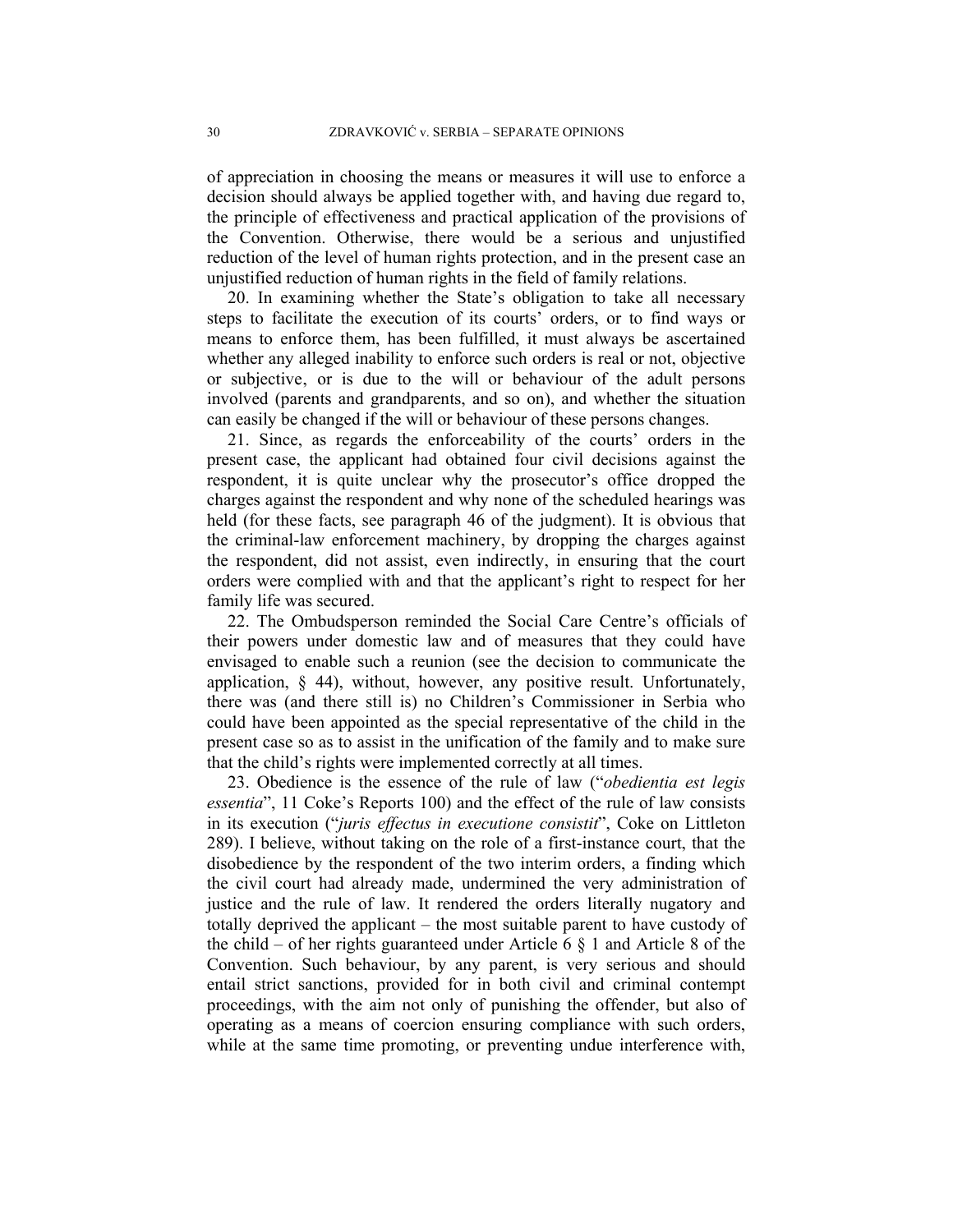of appreciation in choosing the means or measures it will use to enforce a decision should always be applied together with, and having due regard to, the principle of effectiveness and practical application of the provisions of the Convention. Otherwise, there would be a serious and unjustified reduction of the level of human rights protection, and in the present case an unjustified reduction of human rights in the field of family relations.

20. In examining whether the State's obligation to take all necessary steps to facilitate the execution of its courts' orders, or to find ways or means to enforce them, has been fulfilled, it must always be ascertained whether any alleged inability to enforce such orders is real or not, objective or subjective, or is due to the will or behaviour of the adult persons involved (parents and grandparents, and so on), and whether the situation can easily be changed if the will or behaviour of these persons changes.

21. Since, as regards the enforceability of the courts' orders in the present case, the applicant had obtained four civil decisions against the respondent, it is quite unclear why the prosecutor's office dropped the charges against the respondent and why none of the scheduled hearings was held (for these facts, see paragraph 46 of the judgment). It is obvious that the criminal-law enforcement machinery, by dropping the charges against the respondent, did not assist, even indirectly, in ensuring that the court orders were complied with and that the applicant's right to respect for her family life was secured.

22. The Ombudsperson reminded the Social Care Centre's officials of their powers under domestic law and of measures that they could have envisaged to enable such a reunion (see the decision to communicate the application, § 44), without, however, any positive result. Unfortunately, there was (and there still is) no Children's Commissioner in Serbia who could have been appointed as the special representative of the child in the present case so as to assist in the unification of the family and to make sure that the child's rights were implemented correctly at all times.

23. Obedience is the essence of the rule of law ("*obedientia est legis essentia*", 11 Coke's Reports 100) and the effect of the rule of law consists in its execution ("*juris effectus in executione consistit*", Coke on Littleton 289). I believe, without taking on the role of a first-instance court, that the disobedience by the respondent of the two interim orders, a finding which the civil court had already made, undermined the very administration of justice and the rule of law. It rendered the orders literally nugatory and totally deprived the applicant – the most suitable parent to have custody of the child – of her rights guaranteed under Article 6 § 1 and Article 8 of the Convention. Such behaviour, by any parent, is very serious and should entail strict sanctions, provided for in both civil and criminal contempt proceedings, with the aim not only of punishing the offender, but also of operating as a means of coercion ensuring compliance with such orders, while at the same time promoting, or preventing undue interference with,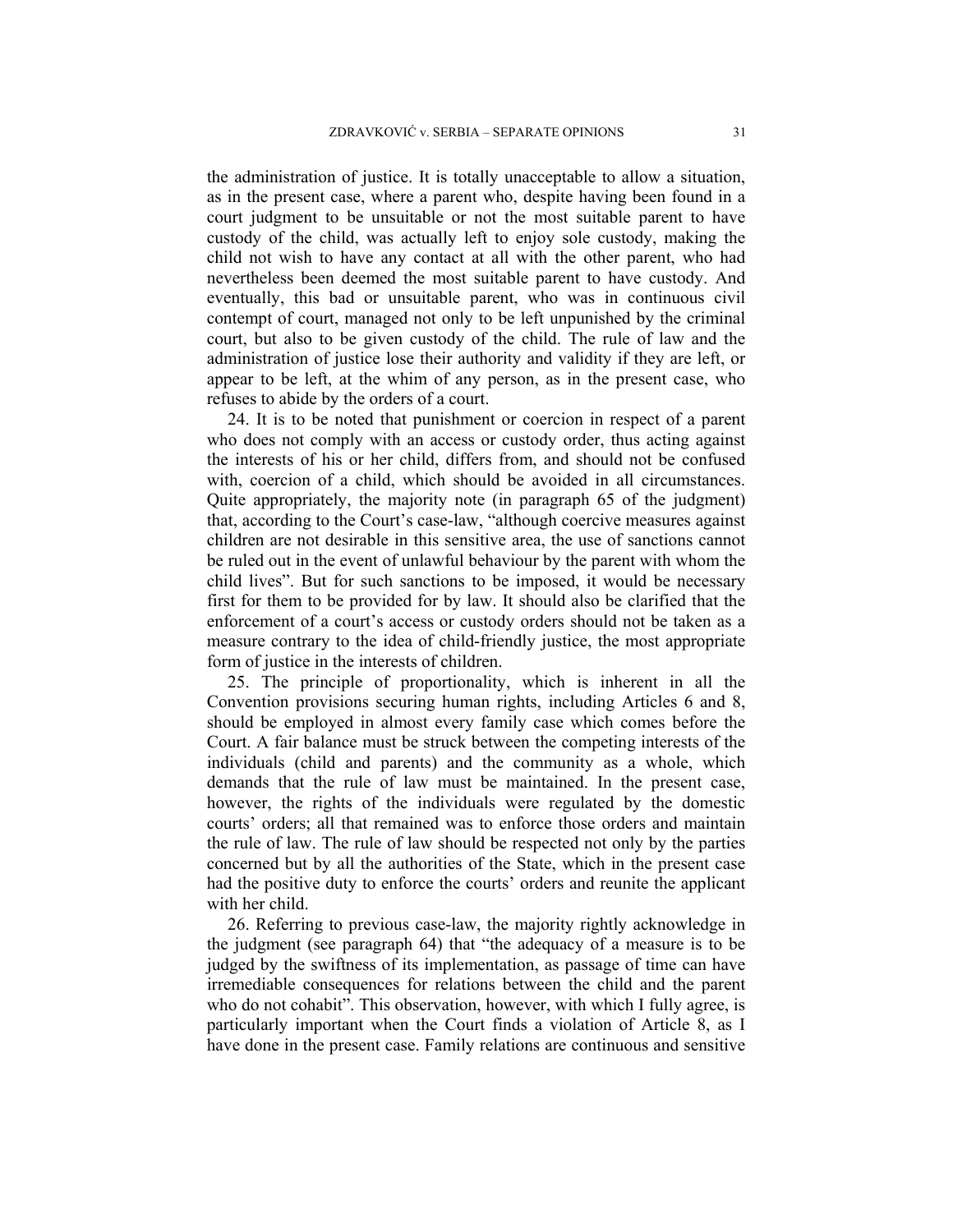the administration of justice. It is totally unacceptable to allow a situation, as in the present case, where a parent who, despite having been found in a court judgment to be unsuitable or not the most suitable parent to have custody of the child, was actually left to enjoy sole custody, making the child not wish to have any contact at all with the other parent, who had nevertheless been deemed the most suitable parent to have custody. And eventually, this bad or unsuitable parent, who was in continuous civil contempt of court, managed not only to be left unpunished by the criminal court, but also to be given custody of the child. The rule of law and the administration of justice lose their authority and validity if they are left, or appear to be left, at the whim of any person, as in the present case, who refuses to abide by the orders of a court.

24. It is to be noted that punishment or coercion in respect of a parent who does not comply with an access or custody order, thus acting against the interests of his or her child, differs from, and should not be confused with, coercion of a child, which should be avoided in all circumstances. Quite appropriately, the majority note (in paragraph 65 of the judgment) that, according to the Court's case-law, "although coercive measures against children are not desirable in this sensitive area, the use of sanctions cannot be ruled out in the event of unlawful behaviour by the parent with whom the child lives". But for such sanctions to be imposed, it would be necessary first for them to be provided for by law. It should also be clarified that the enforcement of a court's access or custody orders should not be taken as a measure contrary to the idea of child-friendly justice, the most appropriate form of justice in the interests of children.

25. The principle of proportionality, which is inherent in all the Convention provisions securing human rights, including Articles 6 and 8, should be employed in almost every family case which comes before the Court. A fair balance must be struck between the competing interests of the individuals (child and parents) and the community as a whole, which demands that the rule of law must be maintained. In the present case, however, the rights of the individuals were regulated by the domestic courts' orders; all that remained was to enforce those orders and maintain the rule of law. The rule of law should be respected not only by the parties concerned but by all the authorities of the State, which in the present case had the positive duty to enforce the courts' orders and reunite the applicant with her child.

26. Referring to previous case-law, the majority rightly acknowledge in the judgment (see paragraph 64) that "the adequacy of a measure is to be judged by the swiftness of its implementation, as passage of time can have irremediable consequences for relations between the child and the parent who do not cohabit". This observation, however, with which I fully agree, is particularly important when the Court finds a violation of Article 8, as I have done in the present case. Family relations are continuous and sensitive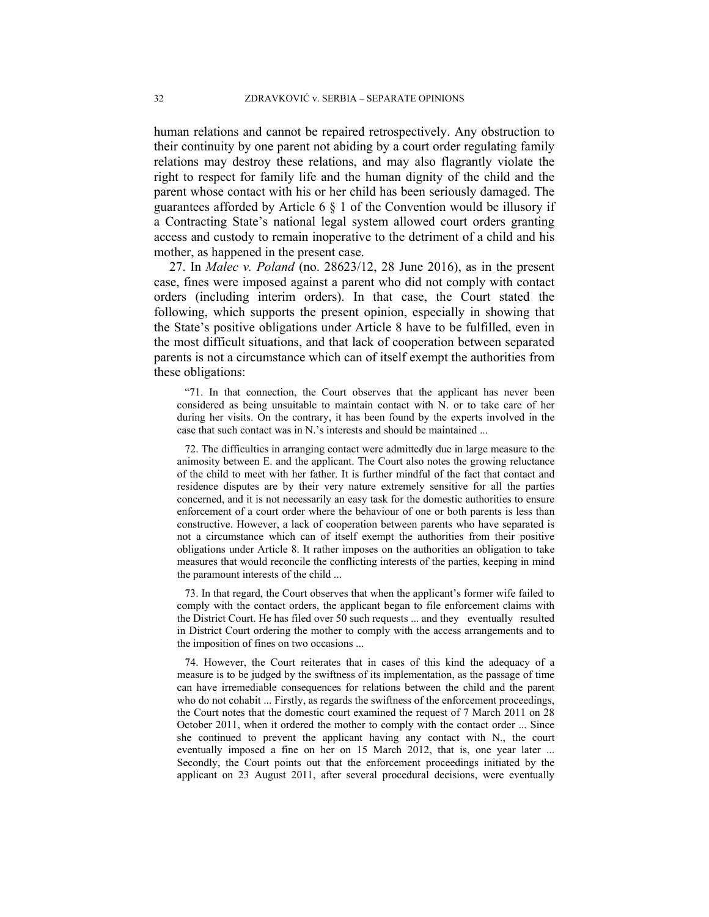human relations and cannot be repaired retrospectively. Any obstruction to their continuity by one parent not abiding by a court order regulating family relations may destroy these relations, and may also flagrantly violate the right to respect for family life and the human dignity of the child and the parent whose contact with his or her child has been seriously damaged. The guarantees afforded by Article 6 § 1 of the Convention would be illusory if a Contracting State's national legal system allowed court orders granting access and custody to remain inoperative to the detriment of a child and his mother, as happened in the present case.

27. In *Malec v. Poland* (no. 28623/12, 28 June 2016), as in the present case, fines were imposed against a parent who did not comply with contact orders (including interim orders). In that case, the Court stated the following, which supports the present opinion, especially in showing that the State's positive obligations under Article 8 have to be fulfilled, even in the most difficult situations, and that lack of cooperation between separated parents is not a circumstance which can of itself exempt the authorities from these obligations:

> "71. In that connection, the Court observes that the applicant has never been considered as being unsuitable to maintain contact with N. or to take care of her during her visits. On the contrary, it has been found by the experts involved in the case that such contact was in N.'s interests and should be maintained ...
>
> 72. The difficulties in arranging contact were admittedly due in large measure to the animosity between E. and the applicant. The Court also notes the growing reluctance of the child to meet with her father. It is further mindful of the fact that contact and residence disputes are by their very nature extremely sensitive for all the parties concerned, and it is not necessarily an easy task for the domestic authorities to ensure enforcement of a court order where the behaviour of one or both parents is less than constructive. However, a lack of cooperation between parents who have separated is not a circumstance which can of itself exempt the authorities from their positive obligations under Article 8. It rather imposes on the authorities an obligation to take measures that would reconcile the conflicting interests of the parties, keeping in mind the paramount interests of the child ...
>
> 73. In that regard, the Court observes that when the applicant's former wife failed to comply with the contact orders, the applicant began to file enforcement claims with the District Court. He has filed over 50 such requests ... and they eventually resulted in District Court ordering the mother to comply with the access arrangements and to the imposition of fines on two occasions ...
>
> 74. However, the Court reiterates that in cases of this kind the adequacy of a measure is to be judged by the swiftness of its implementation, as the passage of time can have irremediable consequences for relations between the child and the parent who do not cohabit ... Firstly, as regards the swiftness of the enforcement proceedings, the Court notes that the domestic court examined the request of 7 March 2011 on 28 October 2011, when it ordered the mother to comply with the contact order ... Since she continued to prevent the applicant having any contact with N., the court eventually imposed a fine on her on 15 March 2012, that is, one year later ... Secondly, the Court points out that the enforcement proceedings initiated by the applicant on 23 August 2011, after several procedural decisions, were eventually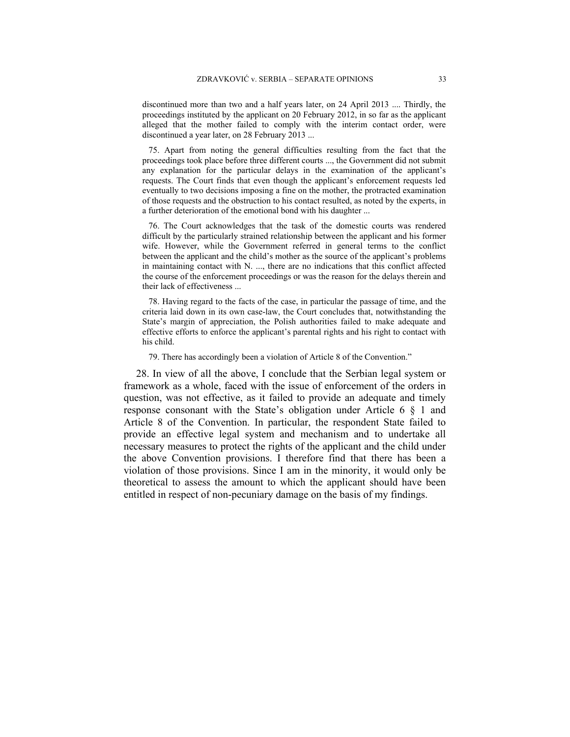discontinued more than two and a half years later, on 24 April 2013 .... Thirdly, the proceedings instituted by the applicant on 20 February 2012, in so far as the applicant alleged that the mother failed to comply with the interim contact order, were discontinued a year later, on 28 February 2013 ...

> 75. Apart from noting the general difficulties resulting from the fact that the proceedings took place before three different courts ..., the Government did not submit any explanation for the particular delays in the examination of the applicant's requests. The Court finds that even though the applicant's enforcement requests led eventually to two decisions imposing a fine on the mother, the protracted examination of those requests and the obstruction to his contact resulted, as noted by the experts, in a further deterioration of the emotional bond with his daughter ...

> 76. The Court acknowledges that the task of the domestic courts was rendered difficult by the particularly strained relationship between the applicant and his former wife. However, while the Government referred in general terms to the conflict between the applicant and the child's mother as the source of the applicant's problems in maintaining contact with N. ..., there are no indications that this conflict affected the course of the enforcement proceedings or was the reason for the delays therein and their lack of effectiveness ...

> 78. Having regard to the facts of the case, in particular the passage of time, and the criteria laid down in its own case-law, the Court concludes that, notwithstanding the State's margin of appreciation, the Polish authorities failed to make adequate and effective efforts to enforce the applicant's parental rights and his right to contact with his child.

> 79. There has accordingly been a violation of Article 8 of the Convention."

28. In view of all the above, I conclude that the Serbian legal system or framework as a whole, faced with the issue of enforcement of the orders in question, was not effective, as it failed to provide an adequate and timely response consonant with the State's obligation under Article 6 § 1 and Article 8 of the Convention. In particular, the respondent State failed to provide an effective legal system and mechanism and to undertake all necessary measures to protect the rights of the applicant and the child under the above Convention provisions. I therefore find that there has been a violation of those provisions. Since I am in the minority, it would only be theoretical to assess the amount to which the applicant should have been entitled in respect of non-pecuniary damage on the basis of my findings.